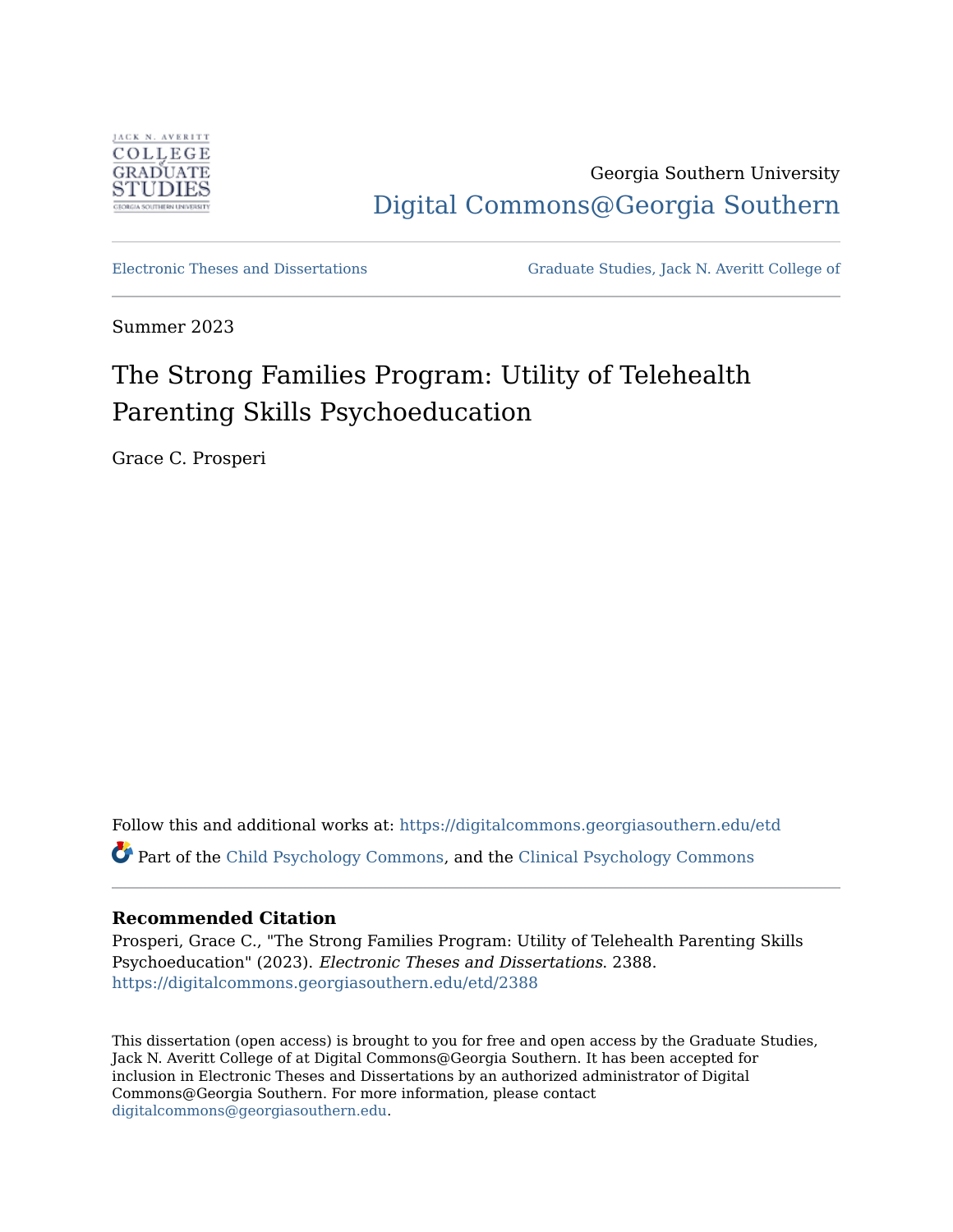Georgia Southern University

Digital Commons@Georgia Southern

Electronic Theses and Dissertations

Graduate Studies, Jack N. Averitt College of

Summer 2023

# The Strong Families Program: Utility of Telehealth Parenting Skills Psychoeducation

Grace C. Prosperi

Follow this and additional works at: https://digitalcommons.georgiasouthern.edu/etd

Part of the Child Psychology Commons, and the Clinical Psychology Commons

### Recommended Citation

Prosperi, Grace C., "The Strong Families Program: Utility of Telehealth Parenting Skills Psychoeducation" (2023). *Electronic Theses and Dissertations*. 2388.
https://digitalcommons.georgiasouthern.edu/etd/2388

This dissertation (open access) is brought to you for free and open access by the Graduate Studies, Jack N. Averitt College of at Digital Commons@Georgia Southern. It has been accepted for inclusion in Electronic Theses and Dissertations by an authorized administrator of Digital Commons@Georgia Southern. For more information, please contact digitalcommons@georgiasouthern.edu.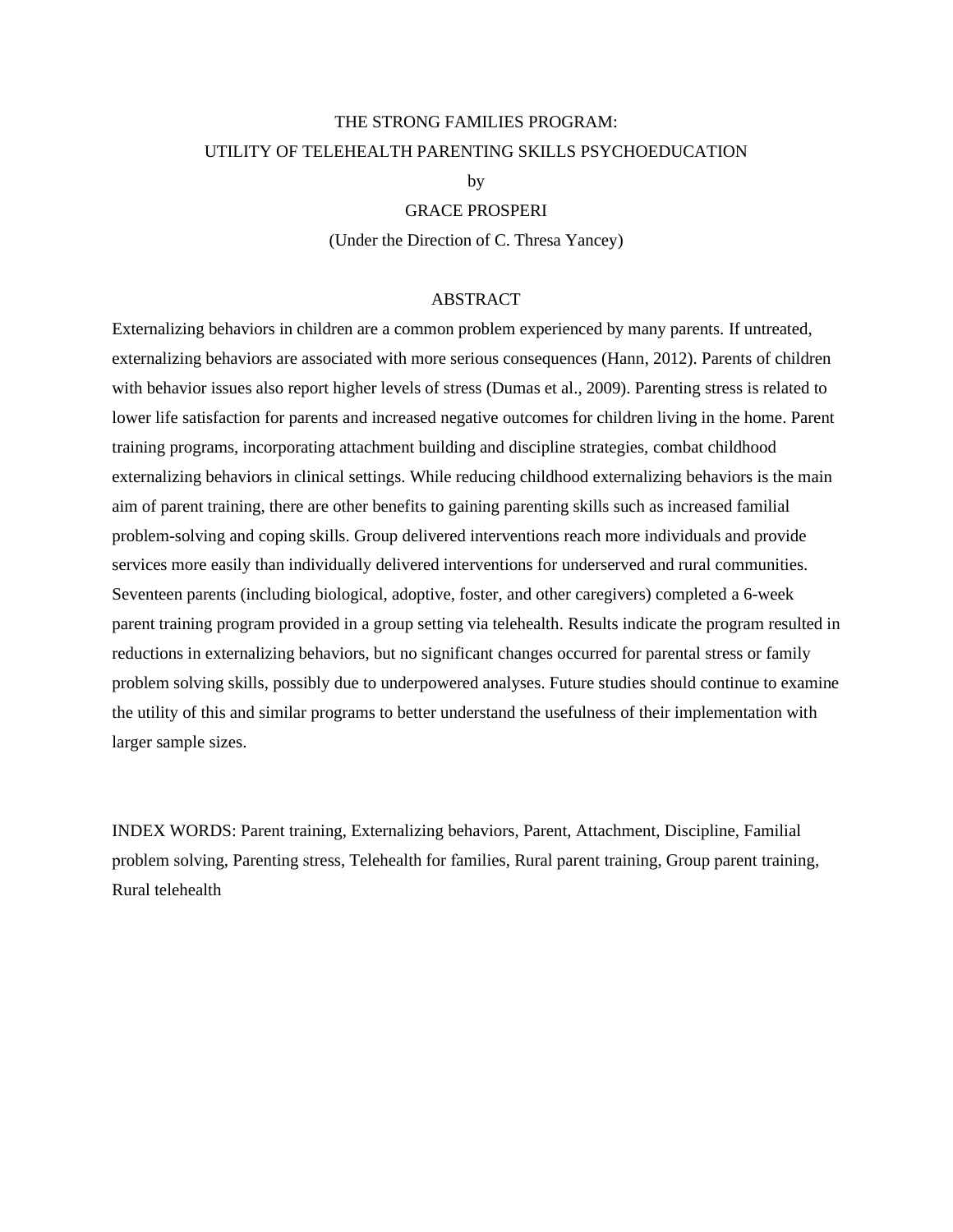THE STRONG FAMILIES PROGRAM:

UTILITY OF TELEHEALTH PARENTING SKILLS PSYCHOEDUCATION

by

GRACE PROSPERI

(Under the Direction of C. Thresa Yancey)

## ABSTRACT

Externalizing behaviors in children are a common problem experienced by many parents. If untreated, externalizing behaviors are associated with more serious consequences (Hann, 2012). Parents of children with behavior issues also report higher levels of stress (Dumas et al., 2009). Parenting stress is related to lower life satisfaction for parents and increased negative outcomes for children living in the home. Parent training programs, incorporating attachment building and discipline strategies, combat childhood externalizing behaviors in clinical settings. While reducing childhood externalizing behaviors is the main aim of parent training, there are other benefits to gaining parenting skills such as increased familial problem-solving and coping skills. Group delivered interventions reach more individuals and provide services more easily than individually delivered interventions for underserved and rural communities. Seventeen parents (including biological, adoptive, foster, and other caregivers) completed a 6-week parent training program provided in a group setting via telehealth. Results indicate the program resulted in reductions in externalizing behaviors, but no significant changes occurred for parental stress or family problem solving skills, possibly due to underpowered analyses. Future studies should continue to examine the utility of this and similar programs to better understand the usefulness of their implementation with larger sample sizes.

INDEX WORDS: Parent training, Externalizing behaviors, Parent, Attachment, Discipline, Familial problem solving, Parenting stress, Telehealth for families, Rural parent training, Group parent training, Rural telehealth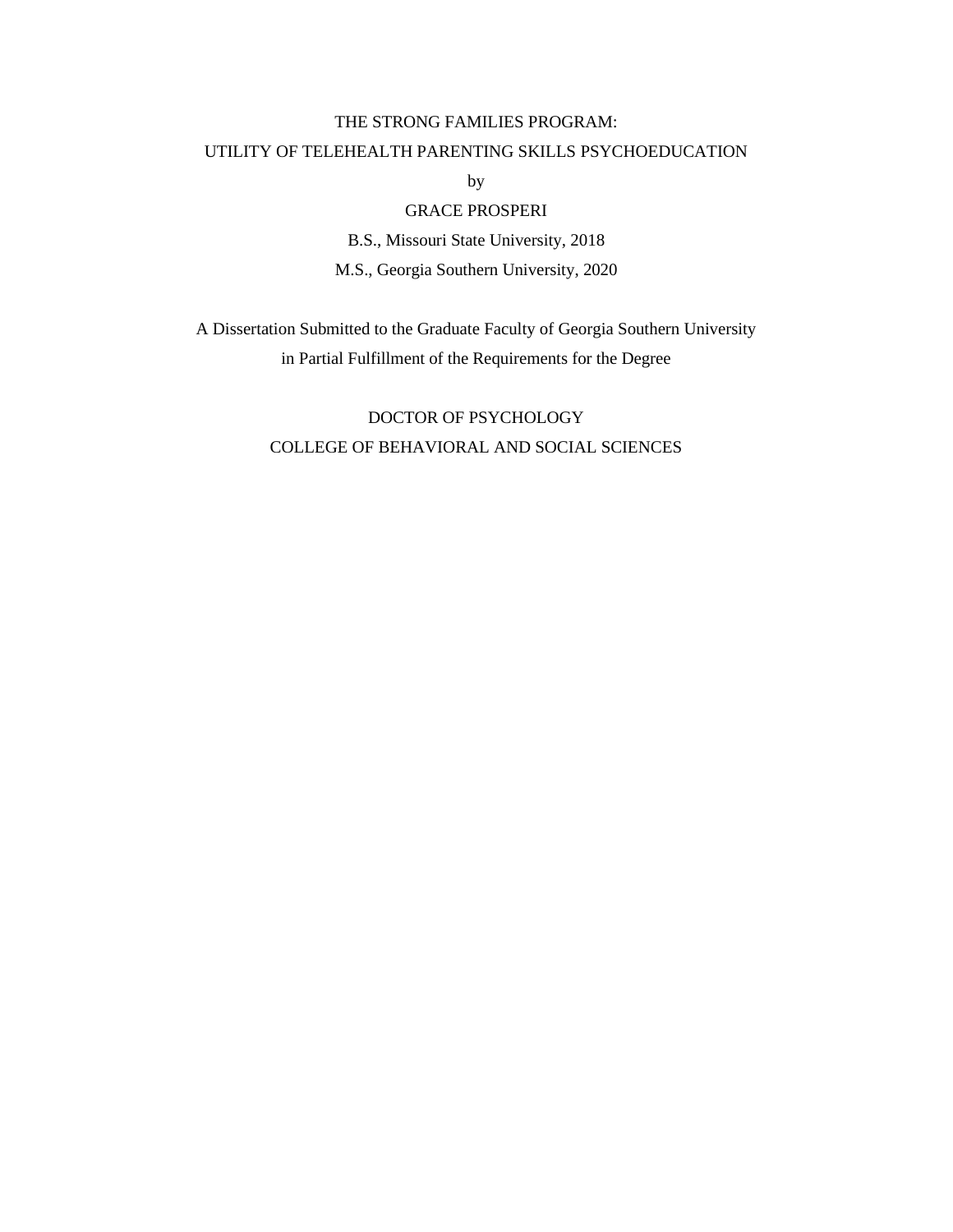THE STRONG FAMILIES PROGRAM:

UTILITY OF TELEHEALTH PARENTING SKILLS PSYCHOEDUCATION

by

GRACE PROSPERI

B.S., Missouri State University, 2018

M.S., Georgia Southern University, 2020

A Dissertation Submitted to the Graduate Faculty of Georgia Southern University in Partial Fulfillment of the Requirements for the Degree

DOCTOR OF PSYCHOLOGY

COLLEGE OF BEHAVIORAL AND SOCIAL SCIENCES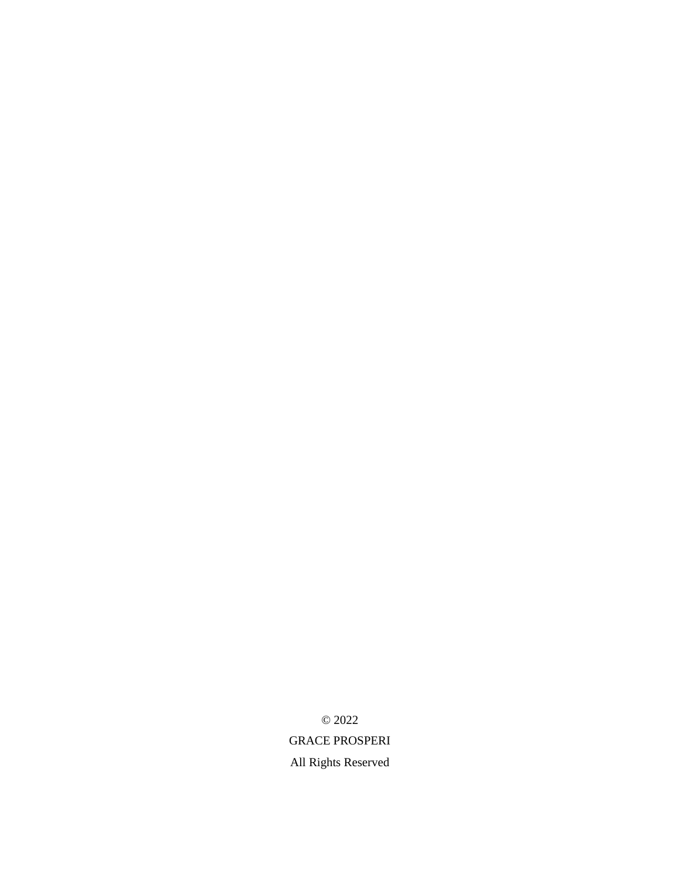© 2022

GRACE PROSPERI

All Rights Reserved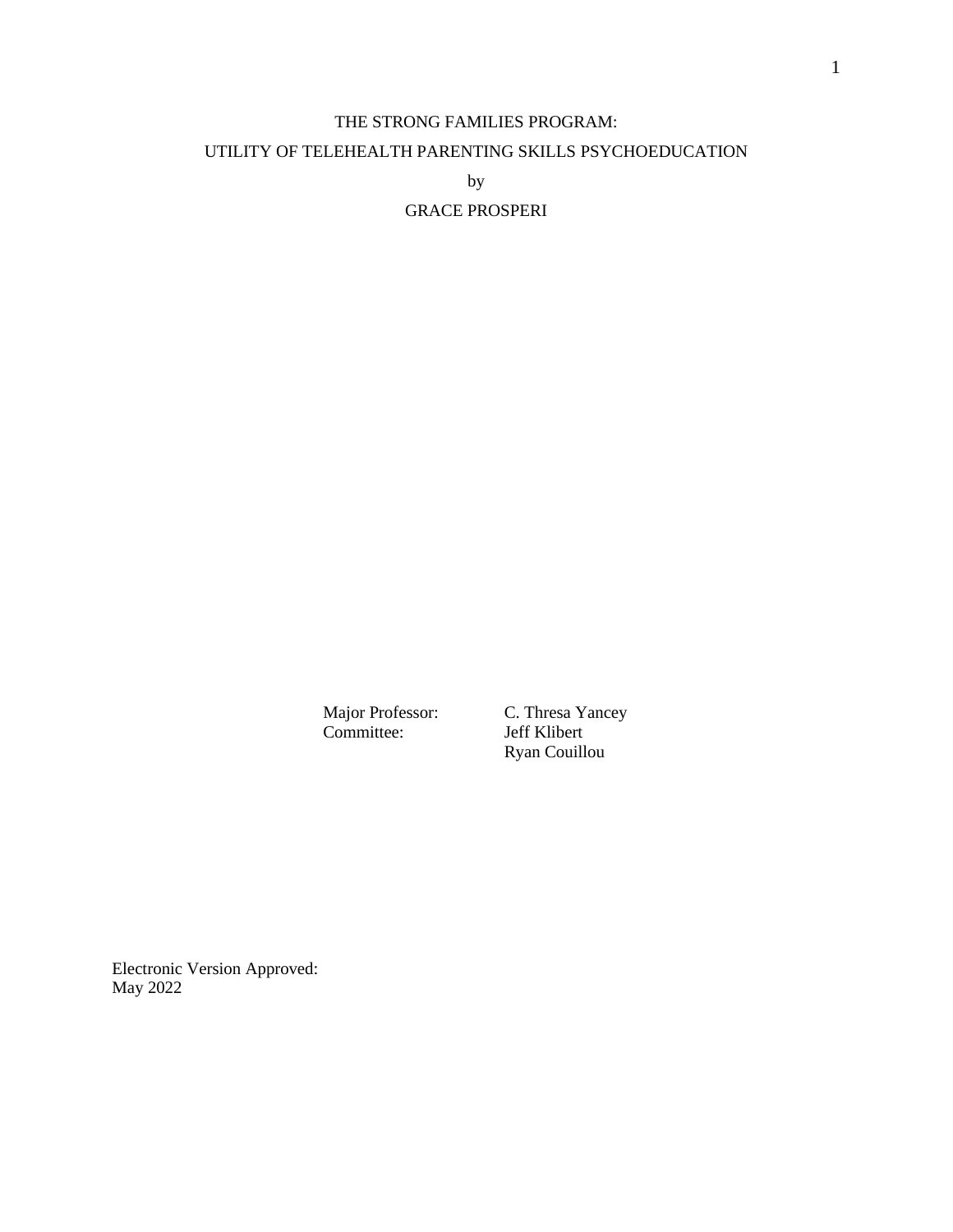THE STRONG FAMILIES PROGRAM:

UTILITY OF TELEHEALTH PARENTING SKILLS PSYCHOEDUCATION

by

GRACE PROSPERI

Major Professor: C. Thresa Yancey

Committee: Jeff Klibert

Ryan Couillou

Electronic Version Approved:

May 2022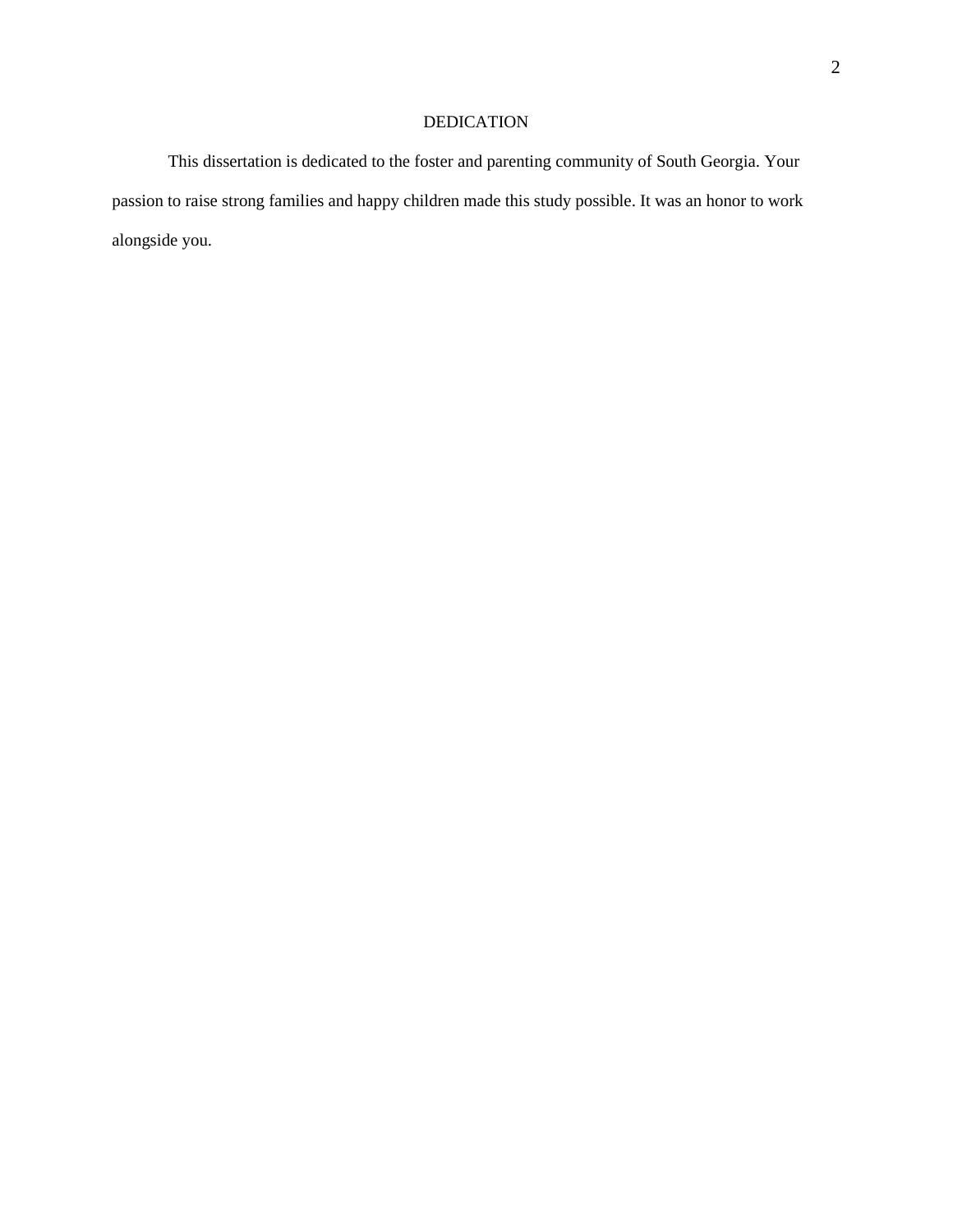# DEDICATION

This dissertation is dedicated to the foster and parenting community of South Georgia. Your passion to raise strong families and happy children made this study possible. It was an honor to work alongside you.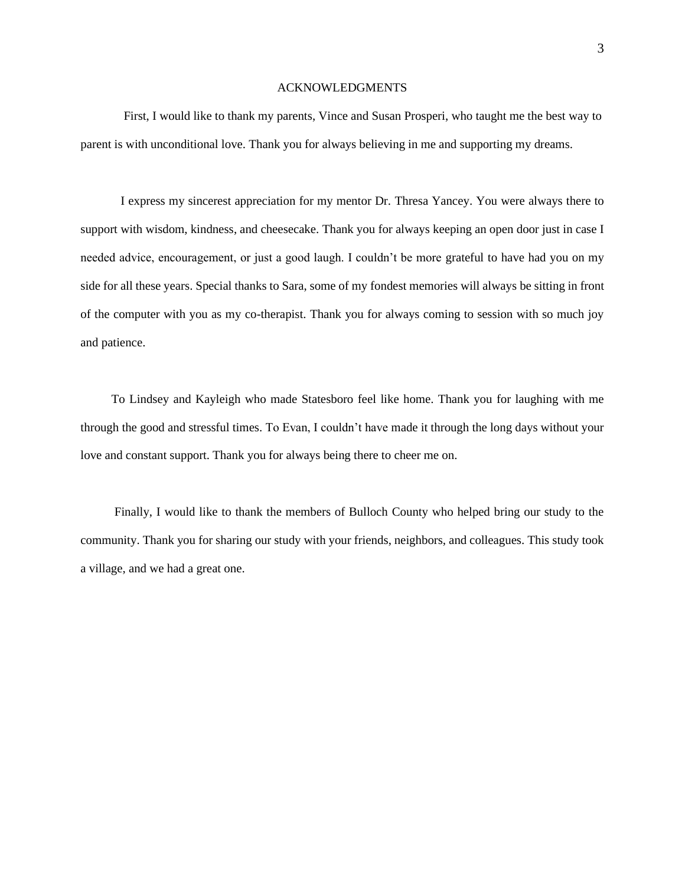# ACKNOWLEDGMENTS

First, I would like to thank my parents, Vince and Susan Prosperi, who taught me the best way to parent is with unconditional love. Thank you for always believing in me and supporting my dreams.

I express my sincerest appreciation for my mentor Dr. Thresa Yancey. You were always there to support with wisdom, kindness, and cheesecake. Thank you for always keeping an open door just in case I needed advice, encouragement, or just a good laugh. I couldn't be more grateful to have had you on my side for all these years. Special thanks to Sara, some of my fondest memories will always be sitting in front of the computer with you as my co-therapist. Thank you for always coming to session with so much joy and patience.

To Lindsey and Kayleigh who made Statesboro feel like home. Thank you for laughing with me through the good and stressful times. To Evan, I couldn't have made it through the long days without your love and constant support. Thank you for always being there to cheer me on.

Finally, I would like to thank the members of Bulloch County who helped bring our study to the community. Thank you for sharing our study with your friends, neighbors, and colleagues. This study took a village, and we had a great one.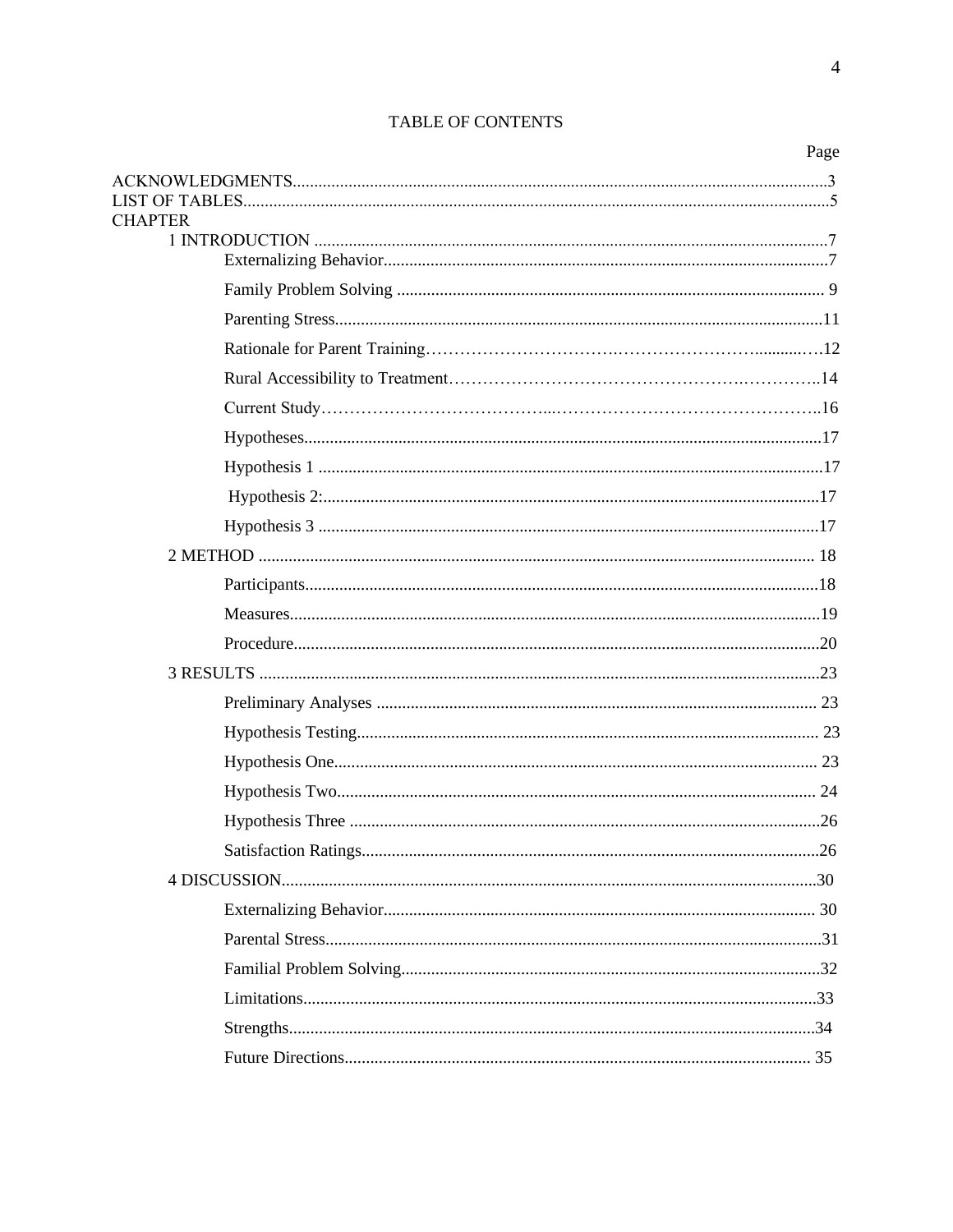# TABLE OF CONTENTS

Page

ACKNOWLEDGMENTS....3

LIST OF TABLES....5

CHAPTER

- 1 INTRODUCTION ....7
  - Externalizing Behavior....7
  - Family Problem Solving .... 9
  - Parenting Stress....11
  - Rationale for Parent Training....12
  - Rural Accessibility to Treatment....14
  - Current Study....16
  - Hypotheses....17
  - Hypothesis 1 ....17
  - Hypothesis 2:....17
  - Hypothesis 3 ....17
- 2 METHOD .... 18
  - Participants....18
  - Measures....19
  - Procedure....20
- 3 RESULTS ....23
  - Preliminary Analyses .... 23
  - Hypothesis Testing.... 23
  - Hypothesis One.... 23
  - Hypothesis Two.... 24
  - Hypothesis Three ....26
  - Satisfaction Ratings....26
- 4 DISCUSSION....30
  - Externalizing Behavior.... 30
  - Parental Stress....31
  - Familial Problem Solving....32
  - Limitations....33
  - Strengths....34
  - Future Directions.... 35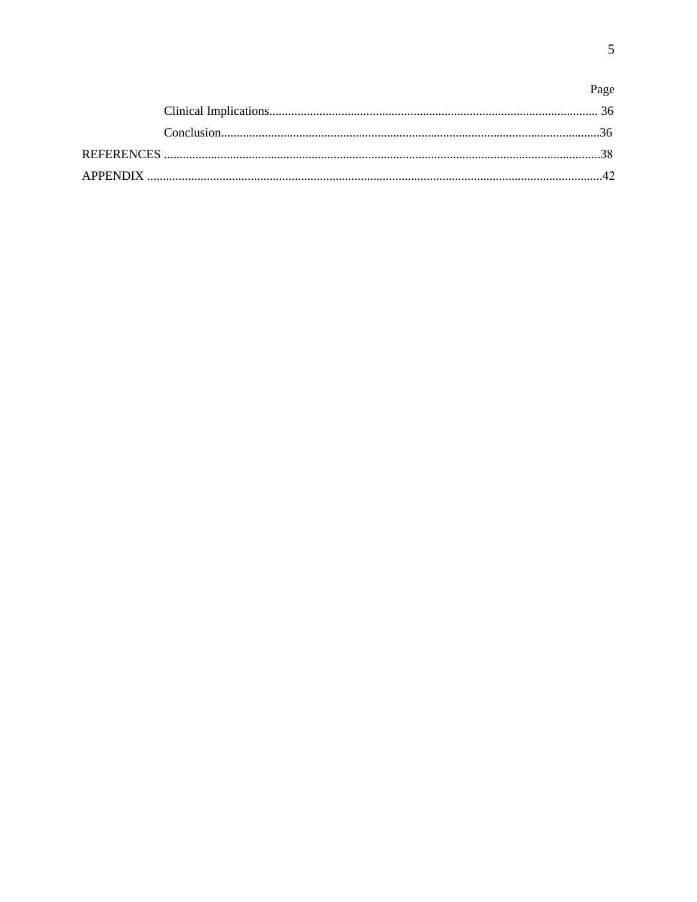Page

Clinical Implications........................................................................................................ 36

Conclusion.........................................................................................................................36

REFERENCES ..........................................................................................................................38

APPENDIX ................................................................................................................................42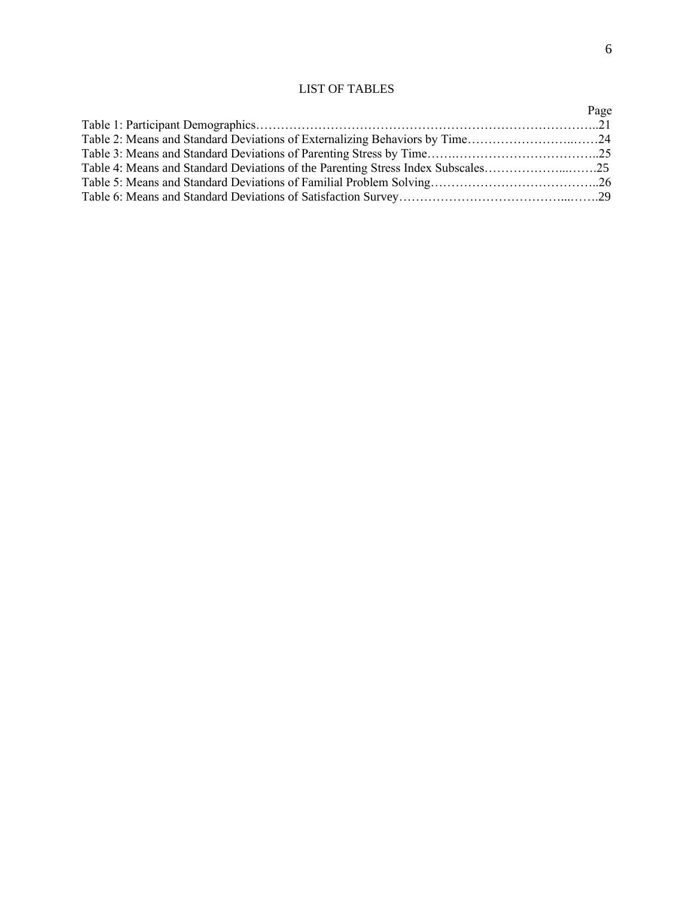# LIST OF TABLES

| | Page |
|---|---|
| Table 1: Participant Demographics | 21 |
| Table 2: Means and Standard Deviations of Externalizing Behaviors by Time | 24 |
| Table 3: Means and Standard Deviations of Parenting Stress by Time | 25 |
| Table 4: Means and Standard Deviations of the Parenting Stress Index Subscales | 25 |
| Table 5: Means and Standard Deviations of Familial Problem Solving | 26 |
| Table 6: Means and Standard Deviations of Satisfaction Survey | 29 |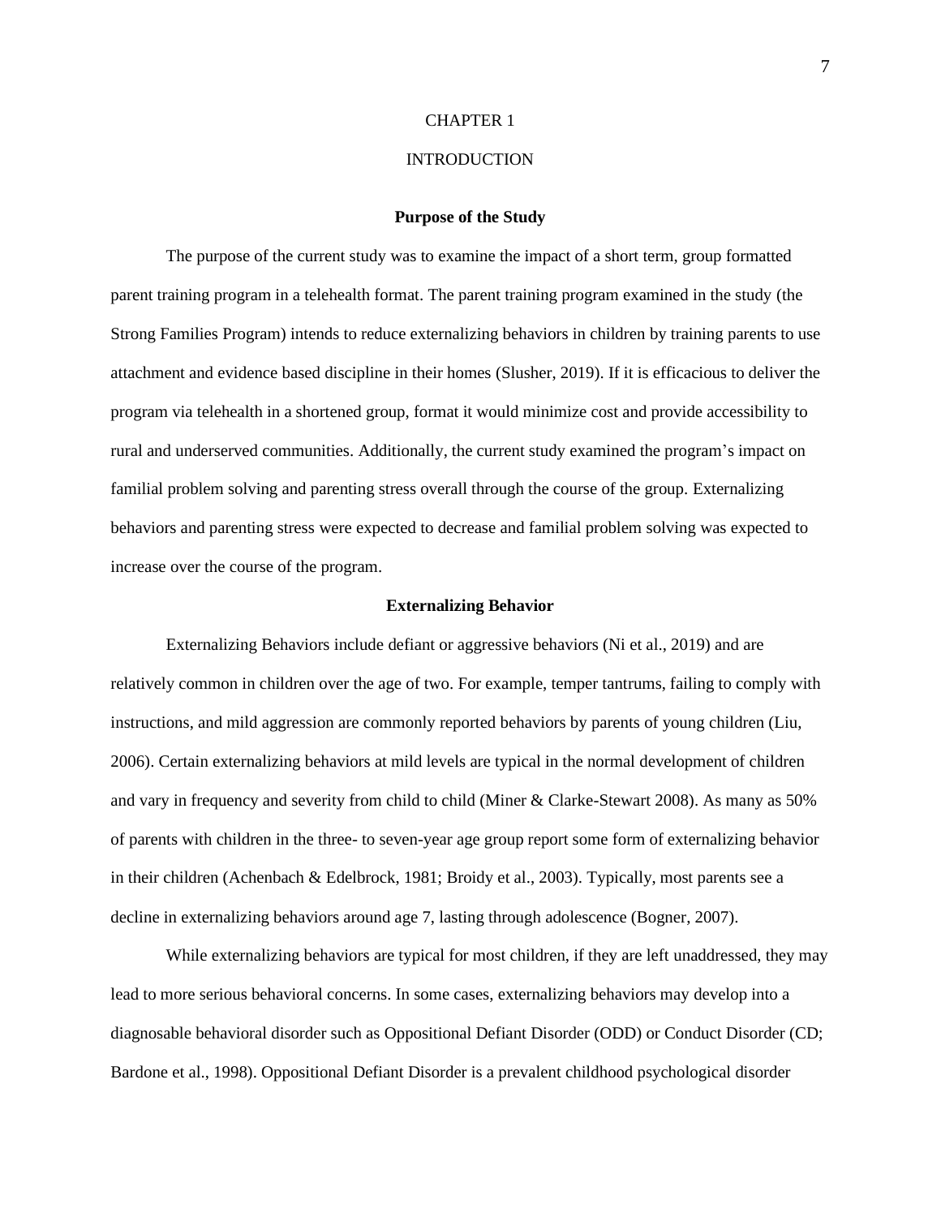# CHAPTER 1

# INTRODUCTION

## Purpose of the Study

The purpose of the current study was to examine the impact of a short term, group formatted parent training program in a telehealth format. The parent training program examined in the study (the Strong Families Program) intends to reduce externalizing behaviors in children by training parents to use attachment and evidence based discipline in their homes (Slusher, 2019). If it is efficacious to deliver the program via telehealth in a shortened group, format it would minimize cost and provide accessibility to rural and underserved communities. Additionally, the current study examined the program's impact on familial problem solving and parenting stress overall through the course of the group. Externalizing behaviors and parenting stress were expected to decrease and familial problem solving was expected to increase over the course of the program.

## Externalizing Behavior

Externalizing Behaviors include defiant or aggressive behaviors (Ni et al., 2019) and are relatively common in children over the age of two. For example, temper tantrums, failing to comply with instructions, and mild aggression are commonly reported behaviors by parents of young children (Liu, 2006). Certain externalizing behaviors at mild levels are typical in the normal development of children and vary in frequency and severity from child to child (Miner & Clarke-Stewart 2008). As many as 50% of parents with children in the three- to seven-year age group report some form of externalizing behavior in their children (Achenbach & Edelbrock, 1981; Broidy et al., 2003). Typically, most parents see a decline in externalizing behaviors around age 7, lasting through adolescence (Bogner, 2007).

While externalizing behaviors are typical for most children, if they are left unaddressed, they may lead to more serious behavioral concerns. In some cases, externalizing behaviors may develop into a diagnosable behavioral disorder such as Oppositional Defiant Disorder (ODD) or Conduct Disorder (CD; Bardone et al., 1998). Oppositional Defiant Disorder is a prevalent childhood psychological disorder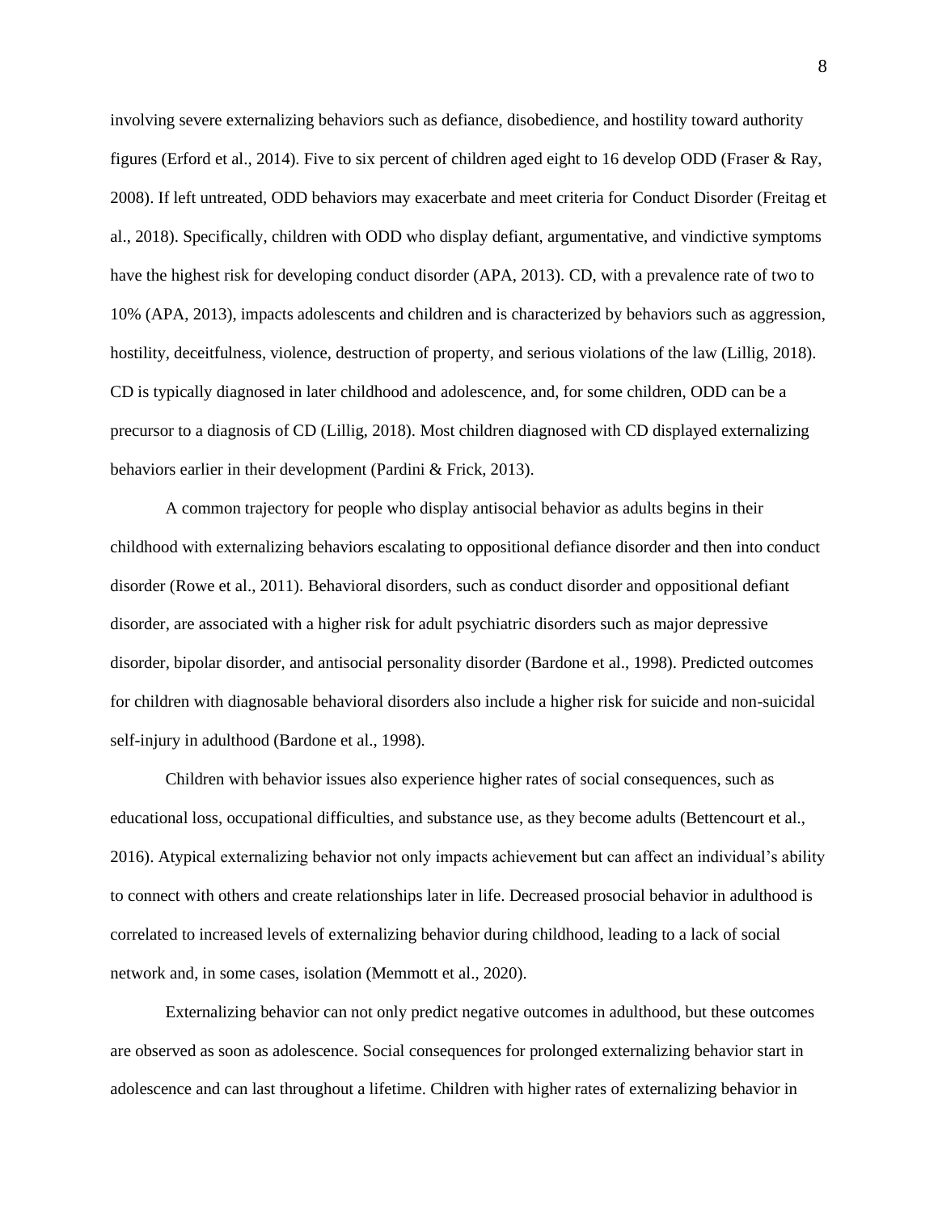involving severe externalizing behaviors such as defiance, disobedience, and hostility toward authority figures (Erford et al., 2014). Five to six percent of children aged eight to 16 develop ODD (Fraser & Ray, 2008). If left untreated, ODD behaviors may exacerbate and meet criteria for Conduct Disorder (Freitag et al., 2018). Specifically, children with ODD who display defiant, argumentative, and vindictive symptoms have the highest risk for developing conduct disorder (APA, 2013). CD, with a prevalence rate of two to 10% (APA, 2013), impacts adolescents and children and is characterized by behaviors such as aggression, hostility, deceitfulness, violence, destruction of property, and serious violations of the law (Lillig, 2018). CD is typically diagnosed in later childhood and adolescence, and, for some children, ODD can be a precursor to a diagnosis of CD (Lillig, 2018). Most children diagnosed with CD displayed externalizing behaviors earlier in their development (Pardini & Frick, 2013).

A common trajectory for people who display antisocial behavior as adults begins in their childhood with externalizing behaviors escalating to oppositional defiance disorder and then into conduct disorder (Rowe et al., 2011). Behavioral disorders, such as conduct disorder and oppositional defiant disorder, are associated with a higher risk for adult psychiatric disorders such as major depressive disorder, bipolar disorder, and antisocial personality disorder (Bardone et al., 1998). Predicted outcomes for children with diagnosable behavioral disorders also include a higher risk for suicide and non-suicidal self-injury in adulthood (Bardone et al., 1998).

Children with behavior issues also experience higher rates of social consequences, such as educational loss, occupational difficulties, and substance use, as they become adults (Bettencourt et al., 2016). Atypical externalizing behavior not only impacts achievement but can affect an individual's ability to connect with others and create relationships later in life. Decreased prosocial behavior in adulthood is correlated to increased levels of externalizing behavior during childhood, leading to a lack of social network and, in some cases, isolation (Memmott et al., 2020).

Externalizing behavior can not only predict negative outcomes in adulthood, but these outcomes are observed as soon as adolescence. Social consequences for prolonged externalizing behavior start in adolescence and can last throughout a lifetime. Children with higher rates of externalizing behavior in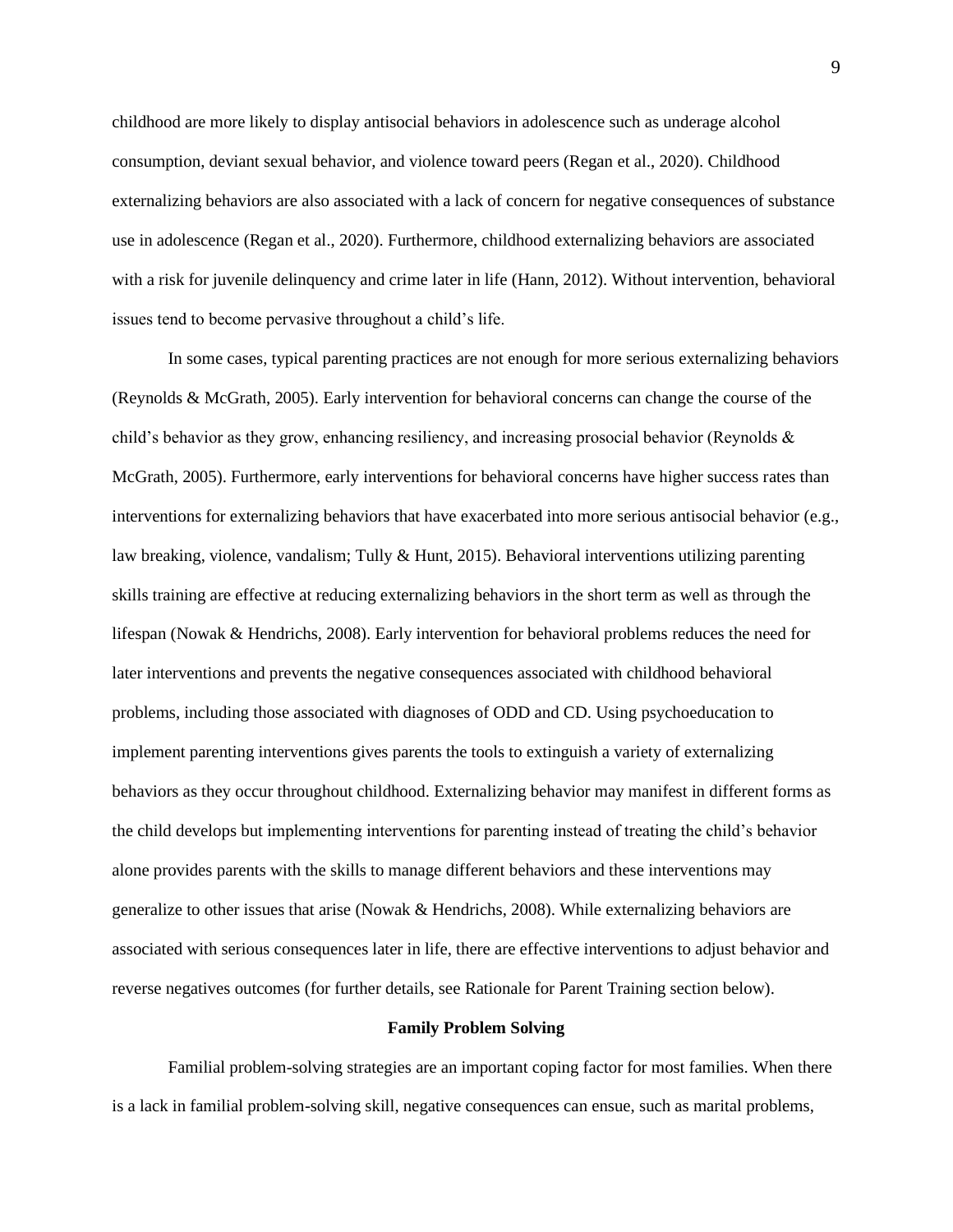childhood are more likely to display antisocial behaviors in adolescence such as underage alcohol consumption, deviant sexual behavior, and violence toward peers (Regan et al., 2020). Childhood externalizing behaviors are also associated with a lack of concern for negative consequences of substance use in adolescence (Regan et al., 2020). Furthermore, childhood externalizing behaviors are associated with a risk for juvenile delinquency and crime later in life (Hann, 2012). Without intervention, behavioral issues tend to become pervasive throughout a child's life.

In some cases, typical parenting practices are not enough for more serious externalizing behaviors (Reynolds & McGrath, 2005). Early intervention for behavioral concerns can change the course of the child's behavior as they grow, enhancing resiliency, and increasing prosocial behavior (Reynolds & McGrath, 2005). Furthermore, early interventions for behavioral concerns have higher success rates than interventions for externalizing behaviors that have exacerbated into more serious antisocial behavior (e.g., law breaking, violence, vandalism; Tully & Hunt, 2015). Behavioral interventions utilizing parenting skills training are effective at reducing externalizing behaviors in the short term as well as through the lifespan (Nowak & Hendrichs, 2008). Early intervention for behavioral problems reduces the need for later interventions and prevents the negative consequences associated with childhood behavioral problems, including those associated with diagnoses of ODD and CD. Using psychoeducation to implement parenting interventions gives parents the tools to extinguish a variety of externalizing behaviors as they occur throughout childhood. Externalizing behavior may manifest in different forms as the child develops but implementing interventions for parenting instead of treating the child's behavior alone provides parents with the skills to manage different behaviors and these interventions may generalize to other issues that arise (Nowak & Hendrichs, 2008). While externalizing behaviors are associated with serious consequences later in life, there are effective interventions to adjust behavior and reverse negatives outcomes (for further details, see Rationale for Parent Training section below).

## Family Problem Solving

Familial problem-solving strategies are an important coping factor for most families. When there is a lack in familial problem-solving skill, negative consequences can ensue, such as marital problems,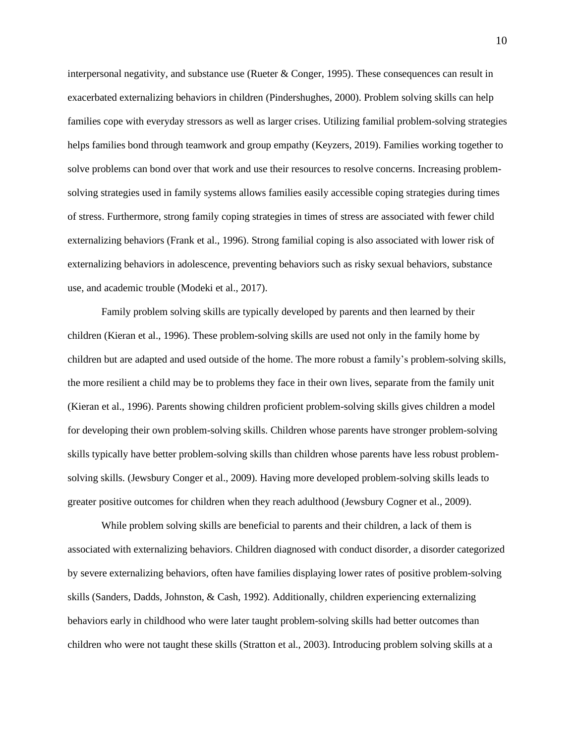interpersonal negativity, and substance use (Rueter & Conger, 1995). These consequences can result in exacerbated externalizing behaviors in children (Pindershughes, 2000). Problem solving skills can help families cope with everyday stressors as well as larger crises. Utilizing familial problem-solving strategies helps families bond through teamwork and group empathy (Keyzers, 2019). Families working together to solve problems can bond over that work and use their resources to resolve concerns. Increasing problem-solving strategies used in family systems allows families easily accessible coping strategies during times of stress. Furthermore, strong family coping strategies in times of stress are associated with fewer child externalizing behaviors (Frank et al., 1996). Strong familial coping is also associated with lower risk of externalizing behaviors in adolescence, preventing behaviors such as risky sexual behaviors, substance use, and academic trouble (Modeki et al., 2017).

Family problem solving skills are typically developed by parents and then learned by their children (Kieran et al., 1996). These problem-solving skills are used not only in the family home by children but are adapted and used outside of the home. The more robust a family's problem-solving skills, the more resilient a child may be to problems they face in their own lives, separate from the family unit (Kieran et al., 1996). Parents showing children proficient problem-solving skills gives children a model for developing their own problem-solving skills. Children whose parents have stronger problem-solving skills typically have better problem-solving skills than children whose parents have less robust problem-solving skills. (Jewsbury Conger et al., 2009). Having more developed problem-solving skills leads to greater positive outcomes for children when they reach adulthood (Jewsbury Cogner et al., 2009).

While problem solving skills are beneficial to parents and their children, a lack of them is associated with externalizing behaviors. Children diagnosed with conduct disorder, a disorder categorized by severe externalizing behaviors, often have families displaying lower rates of positive problem-solving skills (Sanders, Dadds, Johnston, & Cash, 1992). Additionally, children experiencing externalizing behaviors early in childhood who were later taught problem-solving skills had better outcomes than children who were not taught these skills (Stratton et al., 2003). Introducing problem solving skills at a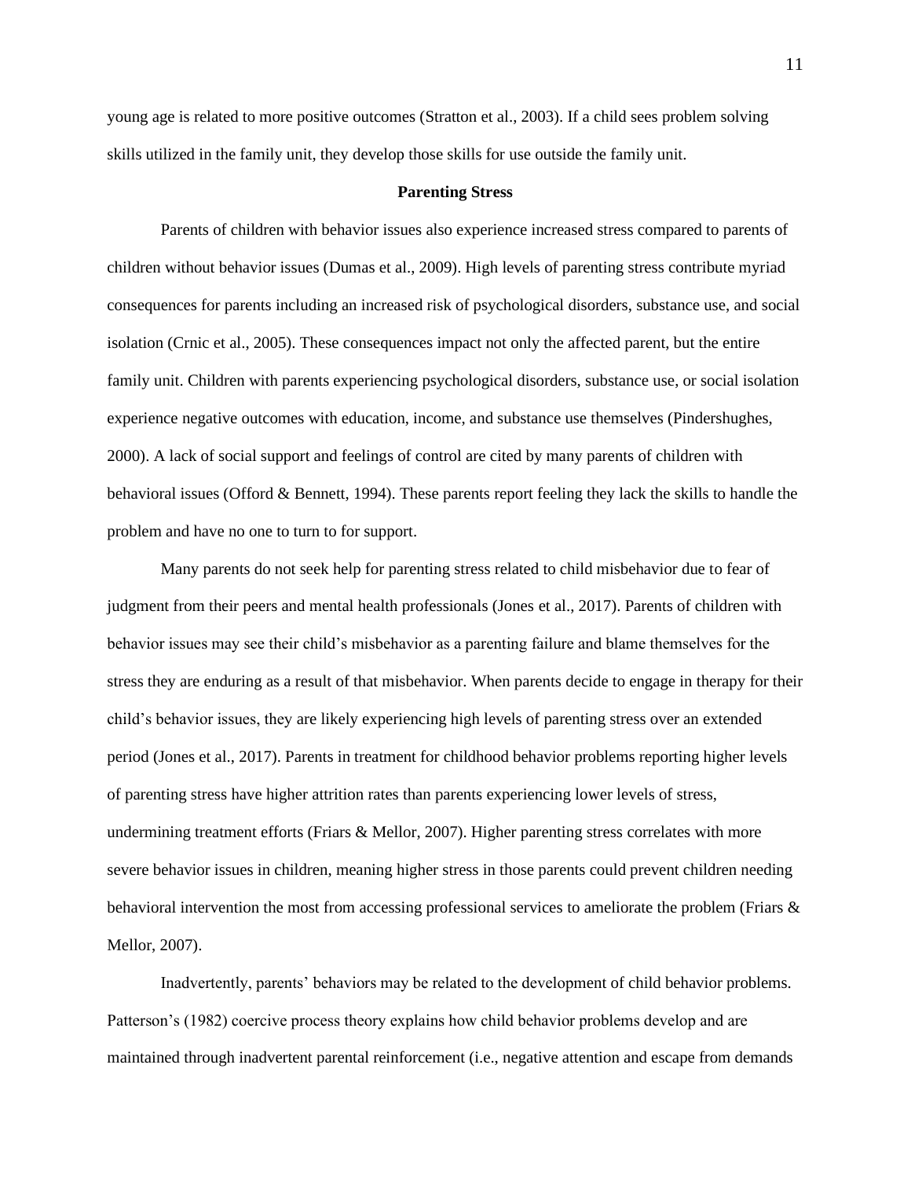young age is related to more positive outcomes (Stratton et al., 2003). If a child sees problem solving skills utilized in the family unit, they develop those skills for use outside the family unit.

## Parenting Stress

Parents of children with behavior issues also experience increased stress compared to parents of children without behavior issues (Dumas et al., 2009). High levels of parenting stress contribute myriad consequences for parents including an increased risk of psychological disorders, substance use, and social isolation (Crnic et al., 2005). These consequences impact not only the affected parent, but the entire family unit. Children with parents experiencing psychological disorders, substance use, or social isolation experience negative outcomes with education, income, and substance use themselves (Pindershughes, 2000). A lack of social support and feelings of control are cited by many parents of children with behavioral issues (Offord & Bennett, 1994). These parents report feeling they lack the skills to handle the problem and have no one to turn to for support.

Many parents do not seek help for parenting stress related to child misbehavior due to fear of judgment from their peers and mental health professionals (Jones et al., 2017). Parents of children with behavior issues may see their child's misbehavior as a parenting failure and blame themselves for the stress they are enduring as a result of that misbehavior. When parents decide to engage in therapy for their child's behavior issues, they are likely experiencing high levels of parenting stress over an extended period (Jones et al., 2017). Parents in treatment for childhood behavior problems reporting higher levels of parenting stress have higher attrition rates than parents experiencing lower levels of stress, undermining treatment efforts (Friars & Mellor, 2007). Higher parenting stress correlates with more severe behavior issues in children, meaning higher stress in those parents could prevent children needing behavioral intervention the most from accessing professional services to ameliorate the problem (Friars & Mellor, 2007).

Inadvertently, parents' behaviors may be related to the development of child behavior problems. Patterson's (1982) coercive process theory explains how child behavior problems develop and are maintained through inadvertent parental reinforcement (i.e., negative attention and escape from demands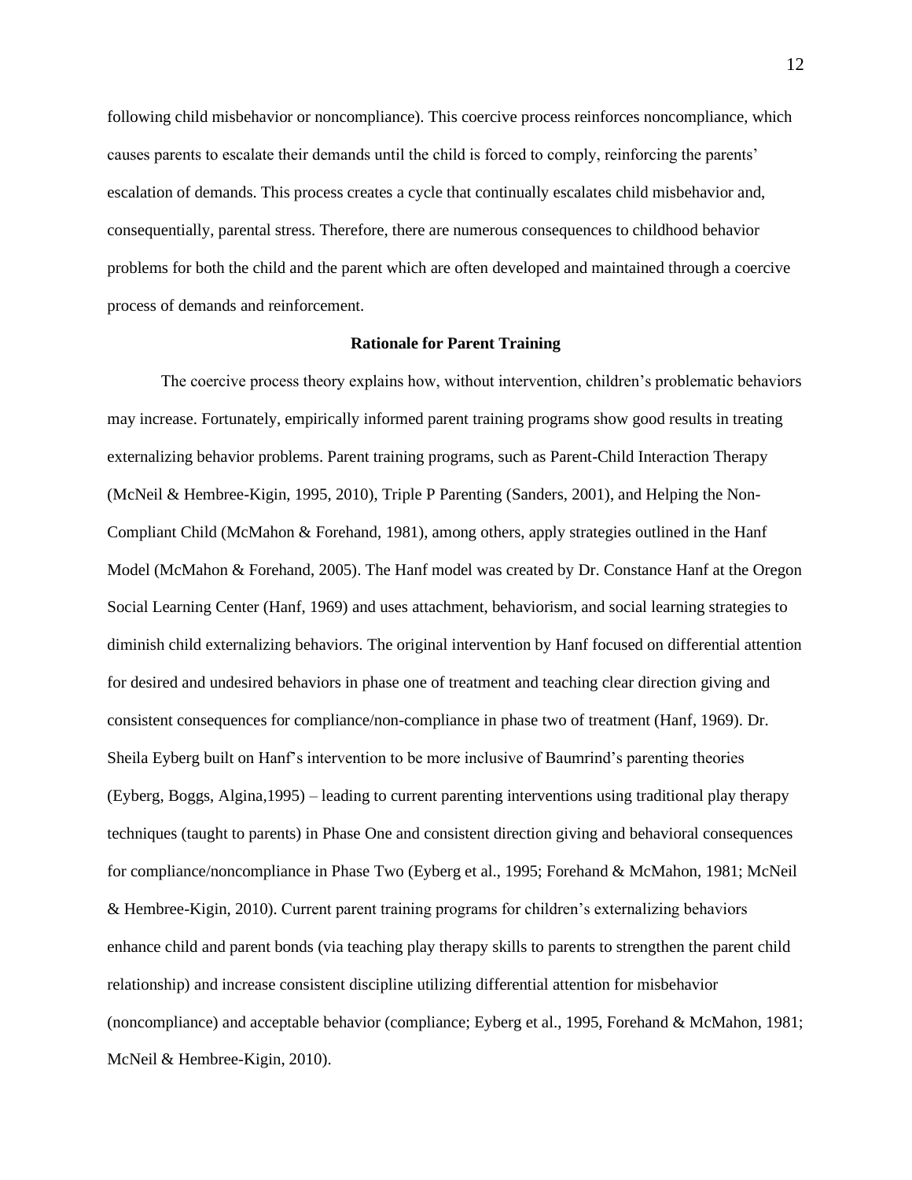following child misbehavior or noncompliance). This coercive process reinforces noncompliance, which causes parents to escalate their demands until the child is forced to comply, reinforcing the parents' escalation of demands. This process creates a cycle that continually escalates child misbehavior and, consequentially, parental stress. Therefore, there are numerous consequences to childhood behavior problems for both the child and the parent which are often developed and maintained through a coercive process of demands and reinforcement.

## Rationale for Parent Training

The coercive process theory explains how, without intervention, children's problematic behaviors may increase. Fortunately, empirically informed parent training programs show good results in treating externalizing behavior problems. Parent training programs, such as Parent-Child Interaction Therapy (McNeil & Hembree-Kigin, 1995, 2010), Triple P Parenting (Sanders, 2001), and Helping the Non-Compliant Child (McMahon & Forehand, 1981), among others, apply strategies outlined in the Hanf Model (McMahon & Forehand, 2005). The Hanf model was created by Dr. Constance Hanf at the Oregon Social Learning Center (Hanf, 1969) and uses attachment, behaviorism, and social learning strategies to diminish child externalizing behaviors. The original intervention by Hanf focused on differential attention for desired and undesired behaviors in phase one of treatment and teaching clear direction giving and consistent consequences for compliance/non-compliance in phase two of treatment (Hanf, 1969). Dr. Sheila Eyberg built on Hanf's intervention to be more inclusive of Baumrind's parenting theories (Eyberg, Boggs, Algina,1995) – leading to current parenting interventions using traditional play therapy techniques (taught to parents) in Phase One and consistent direction giving and behavioral consequences for compliance/noncompliance in Phase Two (Eyberg et al., 1995; Forehand & McMahon, 1981; McNeil & Hembree-Kigin, 2010). Current parent training programs for children's externalizing behaviors enhance child and parent bonds (via teaching play therapy skills to parents to strengthen the parent child relationship) and increase consistent discipline utilizing differential attention for misbehavior (noncompliance) and acceptable behavior (compliance; Eyberg et al., 1995, Forehand & McMahon, 1981; McNeil & Hembree-Kigin, 2010).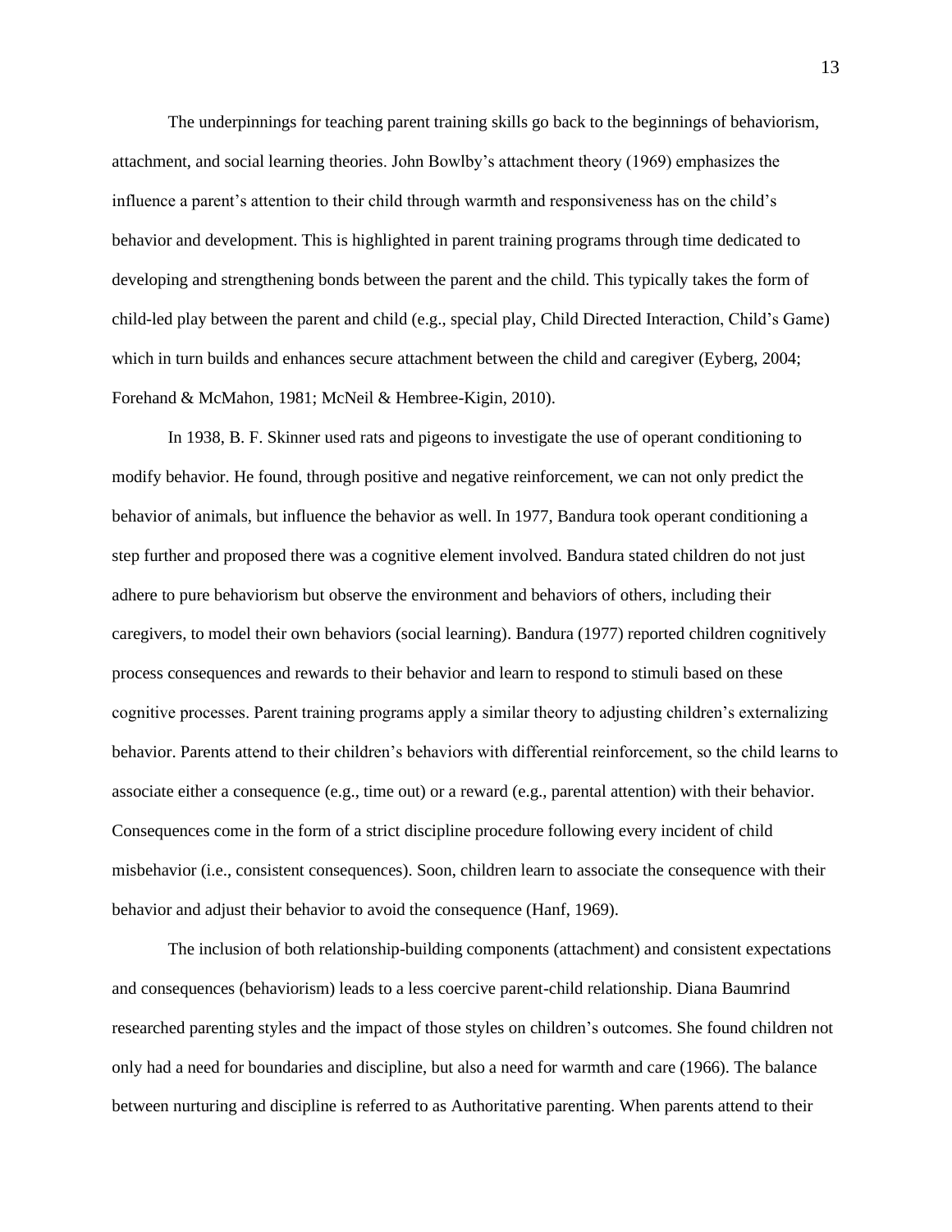The underpinnings for teaching parent training skills go back to the beginnings of behaviorism, attachment, and social learning theories. John Bowlby's attachment theory (1969) emphasizes the influence a parent's attention to their child through warmth and responsiveness has on the child's behavior and development. This is highlighted in parent training programs through time dedicated to developing and strengthening bonds between the parent and the child. This typically takes the form of child-led play between the parent and child (e.g., special play, Child Directed Interaction, Child's Game) which in turn builds and enhances secure attachment between the child and caregiver (Eyberg, 2004; Forehand & McMahon, 1981; McNeil & Hembree-Kigin, 2010).

In 1938, B. F. Skinner used rats and pigeons to investigate the use of operant conditioning to modify behavior. He found, through positive and negative reinforcement, we can not only predict the behavior of animals, but influence the behavior as well. In 1977, Bandura took operant conditioning a step further and proposed there was a cognitive element involved. Bandura stated children do not just adhere to pure behaviorism but observe the environment and behaviors of others, including their caregivers, to model their own behaviors (social learning). Bandura (1977) reported children cognitively process consequences and rewards to their behavior and learn to respond to stimuli based on these cognitive processes. Parent training programs apply a similar theory to adjusting children's externalizing behavior. Parents attend to their children's behaviors with differential reinforcement, so the child learns to associate either a consequence (e.g., time out) or a reward (e.g., parental attention) with their behavior. Consequences come in the form of a strict discipline procedure following every incident of child misbehavior (i.e., consistent consequences). Soon, children learn to associate the consequence with their behavior and adjust their behavior to avoid the consequence (Hanf, 1969).

The inclusion of both relationship-building components (attachment) and consistent expectations and consequences (behaviorism) leads to a less coercive parent-child relationship. Diana Baumrind researched parenting styles and the impact of those styles on children's outcomes. She found children not only had a need for boundaries and discipline, but also a need for warmth and care (1966). The balance between nurturing and discipline is referred to as Authoritative parenting. When parents attend to their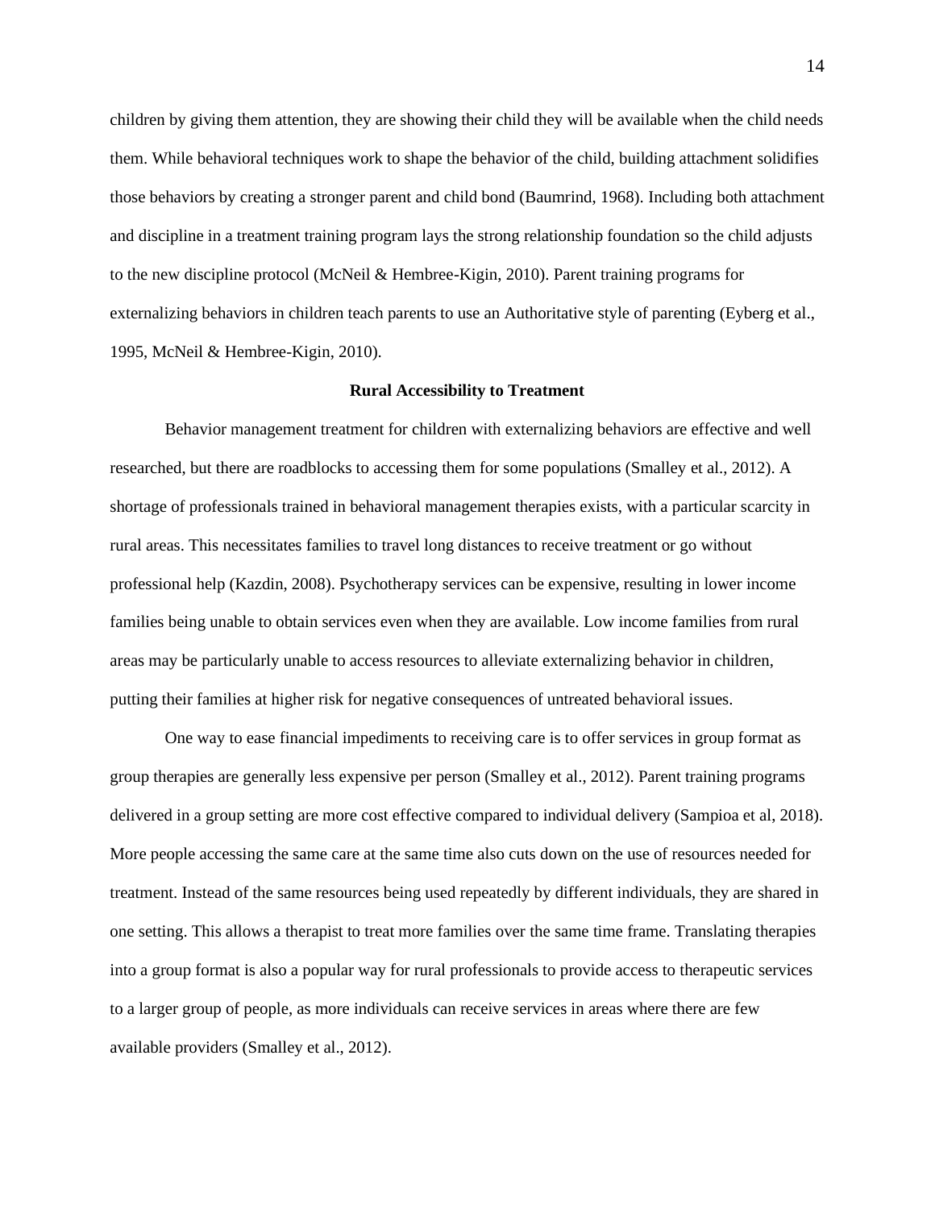children by giving them attention, they are showing their child they will be available when the child needs them. While behavioral techniques work to shape the behavior of the child, building attachment solidifies those behaviors by creating a stronger parent and child bond (Baumrind, 1968). Including both attachment and discipline in a treatment training program lays the strong relationship foundation so the child adjusts to the new discipline protocol (McNeil & Hembree-Kigin, 2010). Parent training programs for externalizing behaviors in children teach parents to use an Authoritative style of parenting (Eyberg et al., 1995, McNeil & Hembree-Kigin, 2010).

## Rural Accessibility to Treatment

Behavior management treatment for children with externalizing behaviors are effective and well researched, but there are roadblocks to accessing them for some populations (Smalley et al., 2012). A shortage of professionals trained in behavioral management therapies exists, with a particular scarcity in rural areas. This necessitates families to travel long distances to receive treatment or go without professional help (Kazdin, 2008). Psychotherapy services can be expensive, resulting in lower income families being unable to obtain services even when they are available. Low income families from rural areas may be particularly unable to access resources to alleviate externalizing behavior in children, putting their families at higher risk for negative consequences of untreated behavioral issues.

One way to ease financial impediments to receiving care is to offer services in group format as group therapies are generally less expensive per person (Smalley et al., 2012). Parent training programs delivered in a group setting are more cost effective compared to individual delivery (Sampioa et al, 2018). More people accessing the same care at the same time also cuts down on the use of resources needed for treatment. Instead of the same resources being used repeatedly by different individuals, they are shared in one setting. This allows a therapist to treat more families over the same time frame. Translating therapies into a group format is also a popular way for rural professionals to provide access to therapeutic services to a larger group of people, as more individuals can receive services in areas where there are few available providers (Smalley et al., 2012).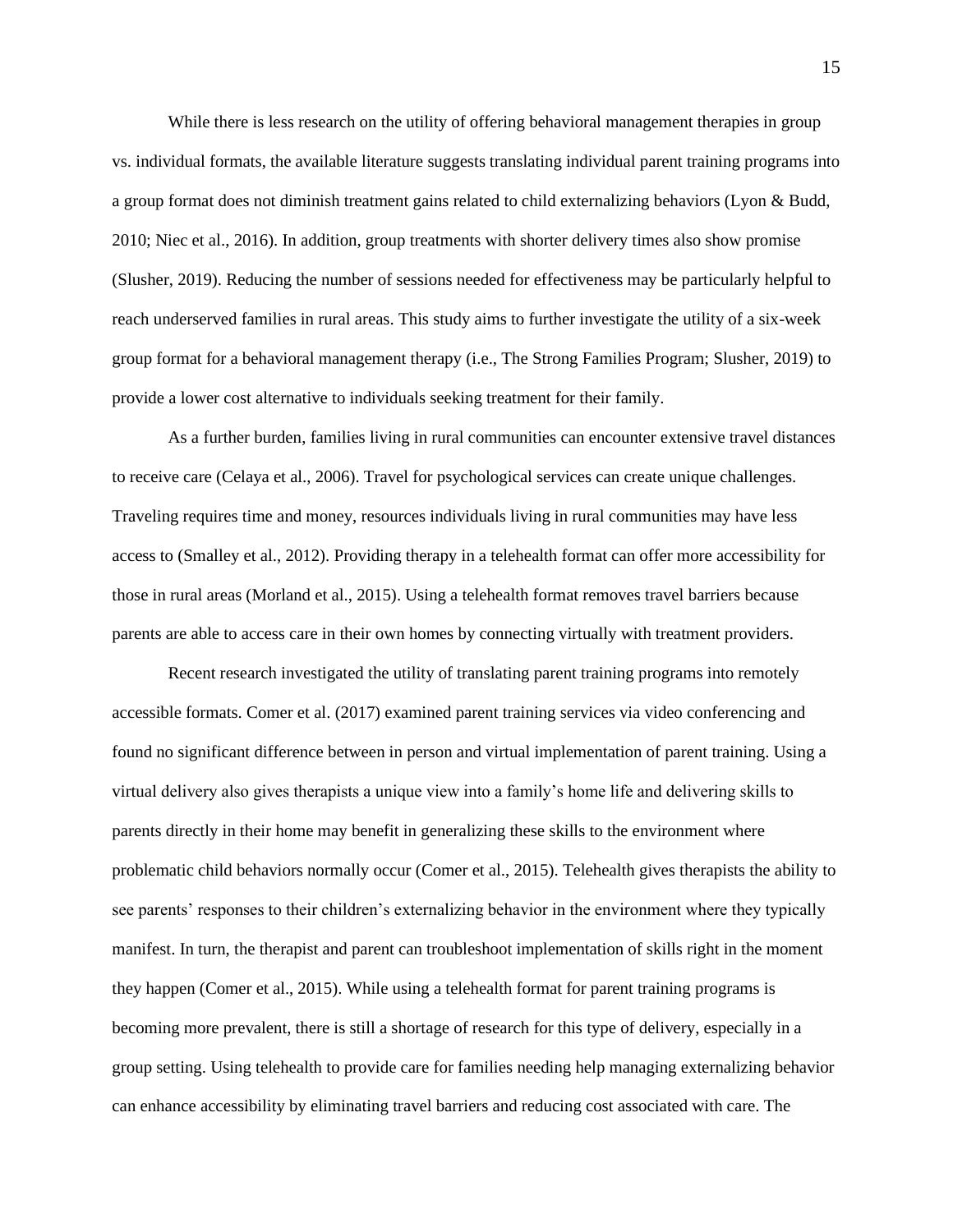While there is less research on the utility of offering behavioral management therapies in group vs. individual formats, the available literature suggests translating individual parent training programs into a group format does not diminish treatment gains related to child externalizing behaviors (Lyon & Budd, 2010; Niec et al., 2016). In addition, group treatments with shorter delivery times also show promise (Slusher, 2019). Reducing the number of sessions needed for effectiveness may be particularly helpful to reach underserved families in rural areas. This study aims to further investigate the utility of a six-week group format for a behavioral management therapy (i.e., The Strong Families Program; Slusher, 2019) to provide a lower cost alternative to individuals seeking treatment for their family.

As a further burden, families living in rural communities can encounter extensive travel distances to receive care (Celaya et al., 2006). Travel for psychological services can create unique challenges. Traveling requires time and money, resources individuals living in rural communities may have less access to (Smalley et al., 2012). Providing therapy in a telehealth format can offer more accessibility for those in rural areas (Morland et al., 2015). Using a telehealth format removes travel barriers because parents are able to access care in their own homes by connecting virtually with treatment providers.

Recent research investigated the utility of translating parent training programs into remotely accessible formats. Comer et al. (2017) examined parent training services via video conferencing and found no significant difference between in person and virtual implementation of parent training. Using a virtual delivery also gives therapists a unique view into a family's home life and delivering skills to parents directly in their home may benefit in generalizing these skills to the environment where problematic child behaviors normally occur (Comer et al., 2015). Telehealth gives therapists the ability to see parents' responses to their children's externalizing behavior in the environment where they typically manifest. In turn, the therapist and parent can troubleshoot implementation of skills right in the moment they happen (Comer et al., 2015). While using a telehealth format for parent training programs is becoming more prevalent, there is still a shortage of research for this type of delivery, especially in a group setting. Using telehealth to provide care for families needing help managing externalizing behavior can enhance accessibility by eliminating travel barriers and reducing cost associated with care. The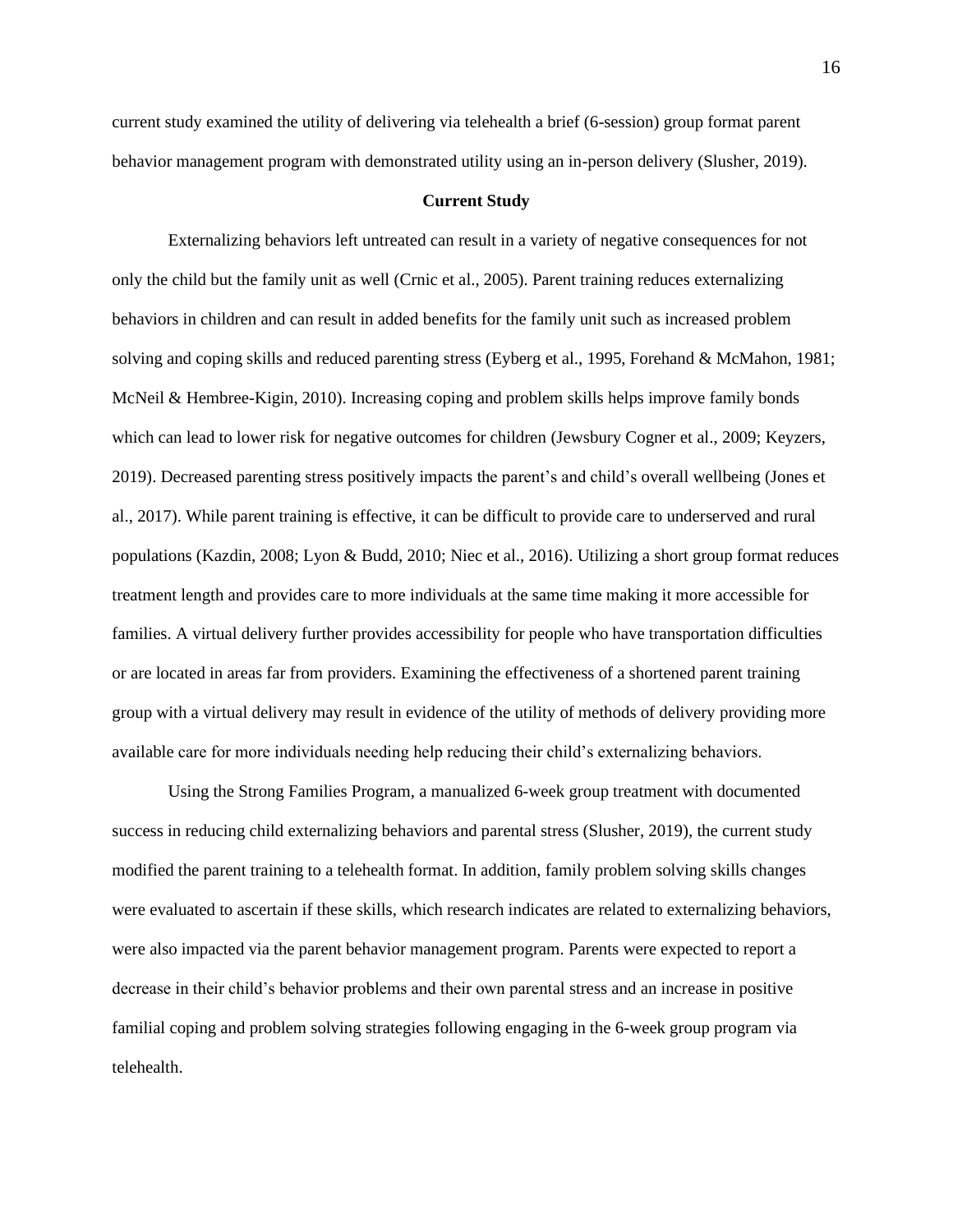current study examined the utility of delivering via telehealth a brief (6-session) group format parent behavior management program with demonstrated utility using an in-person delivery (Slusher, 2019).

## Current Study

Externalizing behaviors left untreated can result in a variety of negative consequences for not only the child but the family unit as well (Crnic et al., 2005). Parent training reduces externalizing behaviors in children and can result in added benefits for the family unit such as increased problem solving and coping skills and reduced parenting stress (Eyberg et al., 1995, Forehand & McMahon, 1981; McNeil & Hembree-Kigin, 2010). Increasing coping and problem skills helps improve family bonds which can lead to lower risk for negative outcomes for children (Jewsbury Cogner et al., 2009; Keyzers, 2019). Decreased parenting stress positively impacts the parent's and child's overall wellbeing (Jones et al., 2017). While parent training is effective, it can be difficult to provide care to underserved and rural populations (Kazdin, 2008; Lyon & Budd, 2010; Niec et al., 2016). Utilizing a short group format reduces treatment length and provides care to more individuals at the same time making it more accessible for families. A virtual delivery further provides accessibility for people who have transportation difficulties or are located in areas far from providers. Examining the effectiveness of a shortened parent training group with a virtual delivery may result in evidence of the utility of methods of delivery providing more available care for more individuals needing help reducing their child's externalizing behaviors.

Using the Strong Families Program, a manualized 6-week group treatment with documented success in reducing child externalizing behaviors and parental stress (Slusher, 2019), the current study modified the parent training to a telehealth format. In addition, family problem solving skills changes were evaluated to ascertain if these skills, which research indicates are related to externalizing behaviors, were also impacted via the parent behavior management program. Parents were expected to report a decrease in their child's behavior problems and their own parental stress and an increase in positive familial coping and problem solving strategies following engaging in the 6-week group program via telehealth.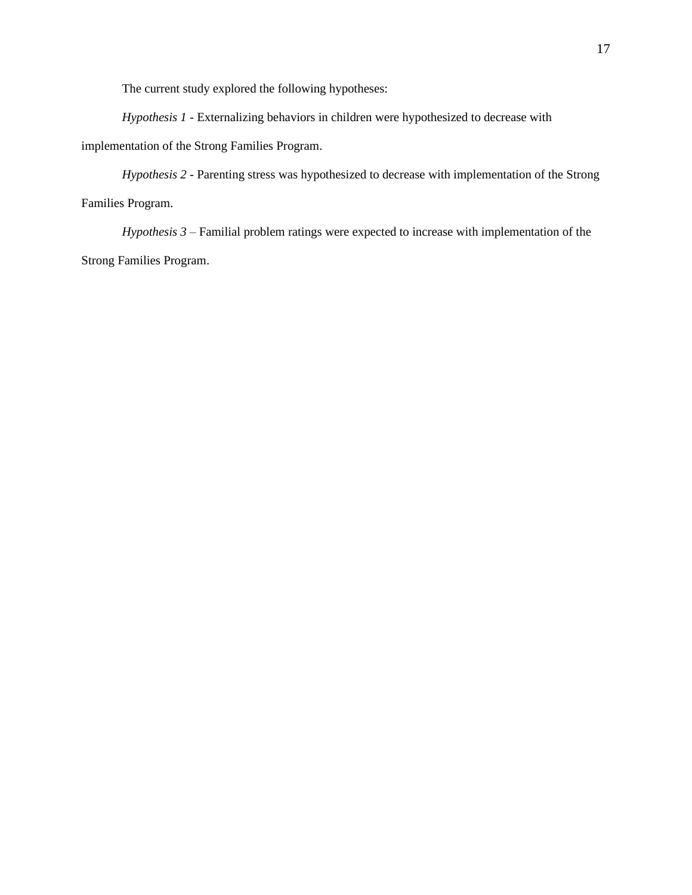The current study explored the following hypotheses:

*Hypothesis 1* - Externalizing behaviors in children were hypothesized to decrease with implementation of the Strong Families Program.

*Hypothesis 2* - Parenting stress was hypothesized to decrease with implementation of the Strong Families Program.

*Hypothesis 3* – Familial problem ratings were expected to increase with implementation of the Strong Families Program.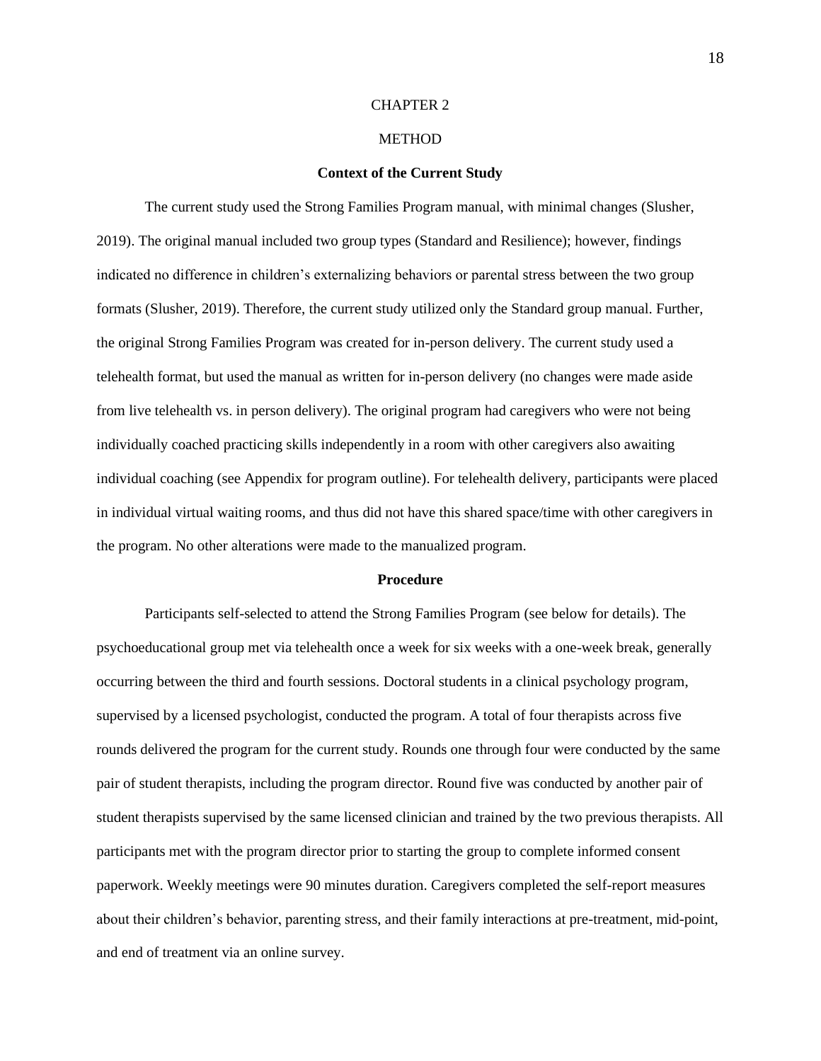# CHAPTER 2

# METHOD

## Context of the Current Study

The current study used the Strong Families Program manual, with minimal changes (Slusher, 2019). The original manual included two group types (Standard and Resilience); however, findings indicated no difference in children's externalizing behaviors or parental stress between the two group formats (Slusher, 2019). Therefore, the current study utilized only the Standard group manual. Further, the original Strong Families Program was created for in-person delivery. The current study used a telehealth format, but used the manual as written for in-person delivery (no changes were made aside from live telehealth vs. in person delivery). The original program had caregivers who were not being individually coached practicing skills independently in a room with other caregivers also awaiting individual coaching (see Appendix for program outline). For telehealth delivery, participants were placed in individual virtual waiting rooms, and thus did not have this shared space/time with other caregivers in the program. No other alterations were made to the manualized program.

## Procedure

Participants self-selected to attend the Strong Families Program (see below for details). The psychoeducational group met via telehealth once a week for six weeks with a one-week break, generally occurring between the third and fourth sessions. Doctoral students in a clinical psychology program, supervised by a licensed psychologist, conducted the program. A total of four therapists across five rounds delivered the program for the current study. Rounds one through four were conducted by the same pair of student therapists, including the program director. Round five was conducted by another pair of student therapists supervised by the same licensed clinician and trained by the two previous therapists. All participants met with the program director prior to starting the group to complete informed consent paperwork. Weekly meetings were 90 minutes duration. Caregivers completed the self-report measures about their children's behavior, parenting stress, and their family interactions at pre-treatment, mid-point, and end of treatment via an online survey.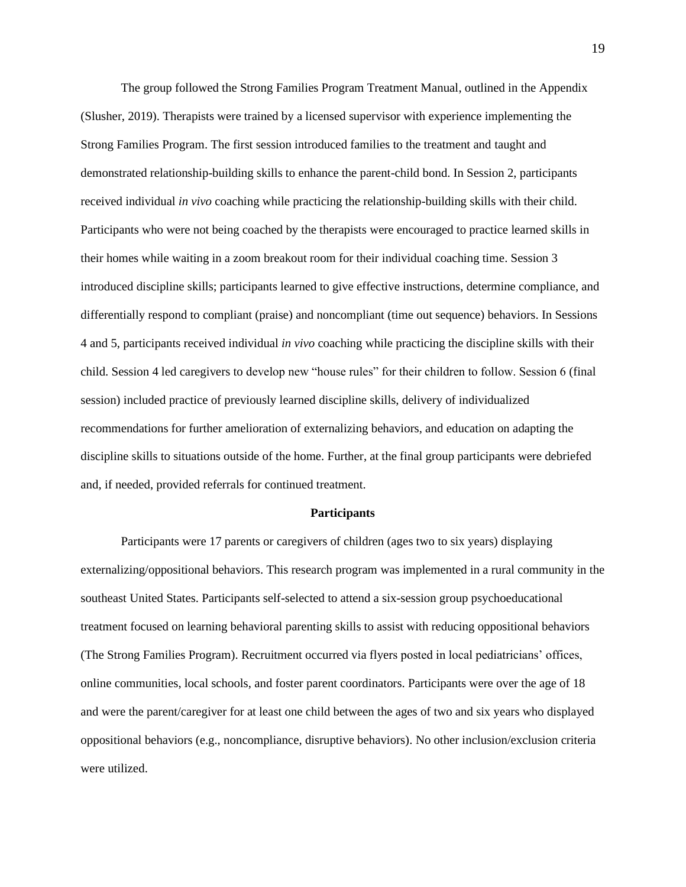The group followed the Strong Families Program Treatment Manual, outlined in the Appendix (Slusher, 2019). Therapists were trained by a licensed supervisor with experience implementing the Strong Families Program. The first session introduced families to the treatment and taught and demonstrated relationship-building skills to enhance the parent-child bond. In Session 2, participants received individual *in vivo* coaching while practicing the relationship-building skills with their child. Participants who were not being coached by the therapists were encouraged to practice learned skills in their homes while waiting in a zoom breakout room for their individual coaching time. Session 3 introduced discipline skills; participants learned to give effective instructions, determine compliance, and differentially respond to compliant (praise) and noncompliant (time out sequence) behaviors. In Sessions 4 and 5, participants received individual *in vivo* coaching while practicing the discipline skills with their child. Session 4 led caregivers to develop new "house rules" for their children to follow. Session 6 (final session) included practice of previously learned discipline skills, delivery of individualized recommendations for further amelioration of externalizing behaviors, and education on adapting the discipline skills to situations outside of the home. Further, at the final group participants were debriefed and, if needed, provided referrals for continued treatment.

## Participants

Participants were 17 parents or caregivers of children (ages two to six years) displaying externalizing/oppositional behaviors. This research program was implemented in a rural community in the southeast United States. Participants self-selected to attend a six-session group psychoeducational treatment focused on learning behavioral parenting skills to assist with reducing oppositional behaviors (The Strong Families Program). Recruitment occurred via flyers posted in local pediatricians' offices, online communities, local schools, and foster parent coordinators. Participants were over the age of 18 and were the parent/caregiver for at least one child between the ages of two and six years who displayed oppositional behaviors (e.g., noncompliance, disruptive behaviors). No other inclusion/exclusion criteria were utilized.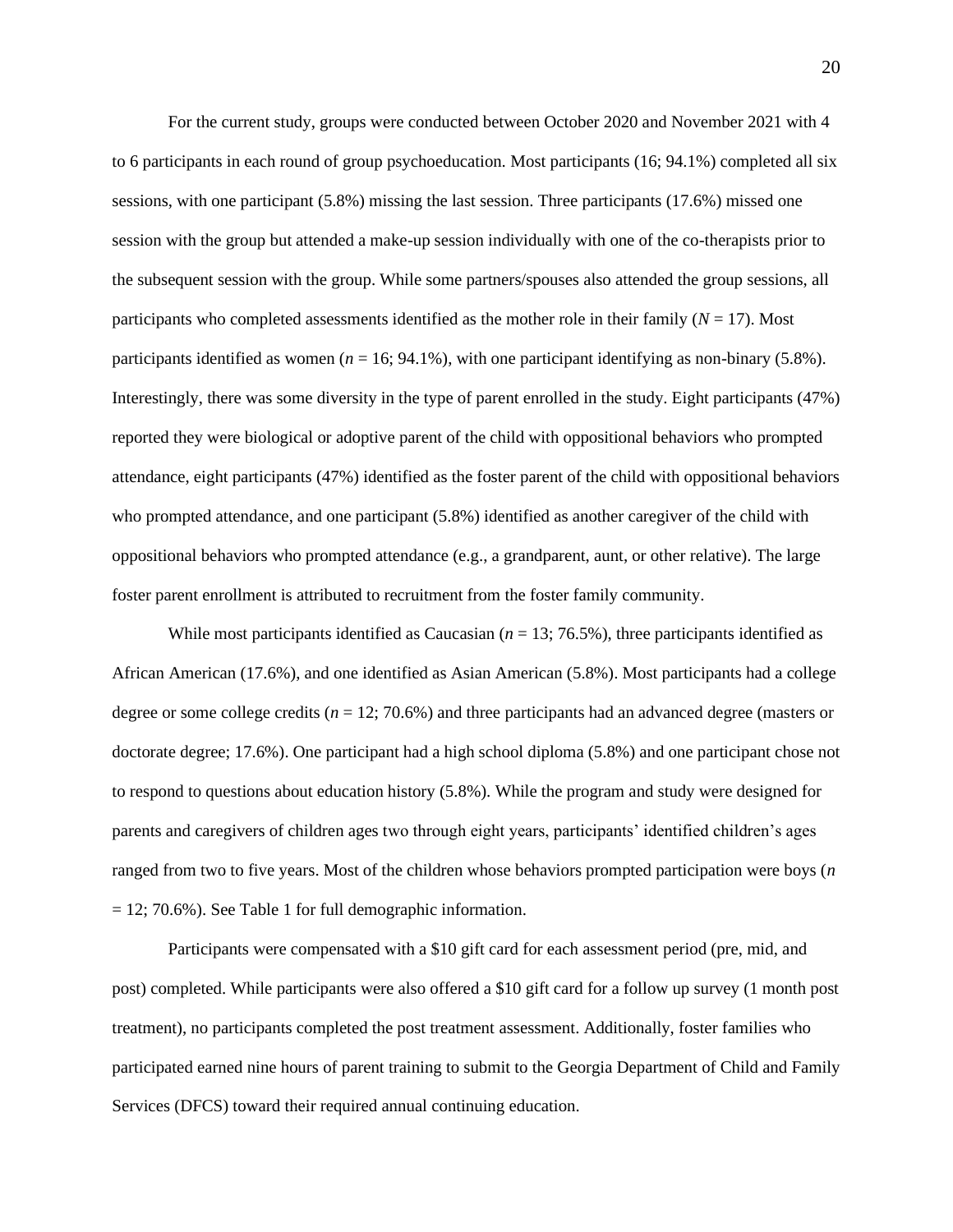For the current study, groups were conducted between October 2020 and November 2021 with 4 to 6 participants in each round of group psychoeducation. Most participants (16; 94.1%) completed all six sessions, with one participant (5.8%) missing the last session. Three participants (17.6%) missed one session with the group but attended a make-up session individually with one of the co-therapists prior to the subsequent session with the group. While some partners/spouses also attended the group sessions, all participants who completed assessments identified as the mother role in their family ($N = 17$). Most participants identified as women ($n = 16$; 94.1%), with one participant identifying as non-binary (5.8%). Interestingly, there was some diversity in the type of parent enrolled in the study. Eight participants (47%) reported they were biological or adoptive parent of the child with oppositional behaviors who prompted attendance, eight participants (47%) identified as the foster parent of the child with oppositional behaviors who prompted attendance, and one participant (5.8%) identified as another caregiver of the child with oppositional behaviors who prompted attendance (e.g., a grandparent, aunt, or other relative). The large foster parent enrollment is attributed to recruitment from the foster family community.

While most participants identified as Caucasian ($n = 13$; 76.5%), three participants identified as African American (17.6%), and one identified as Asian American (5.8%). Most participants had a college degree or some college credits ($n = 12$; 70.6%) and three participants had an advanced degree (masters or doctorate degree; 17.6%). One participant had a high school diploma (5.8%) and one participant chose not to respond to questions about education history (5.8%). While the program and study were designed for parents and caregivers of children ages two through eight years, participants' identified children's ages ranged from two to five years. Most of the children whose behaviors prompted participation were boys ($n = 12$; 70.6%). See Table 1 for full demographic information.

Participants were compensated with a $10 gift card for each assessment period (pre, mid, and post) completed. While participants were also offered a $10 gift card for a follow up survey (1 month post treatment), no participants completed the post treatment assessment. Additionally, foster families who participated earned nine hours of parent training to submit to the Georgia Department of Child and Family Services (DFCS) toward their required annual continuing education.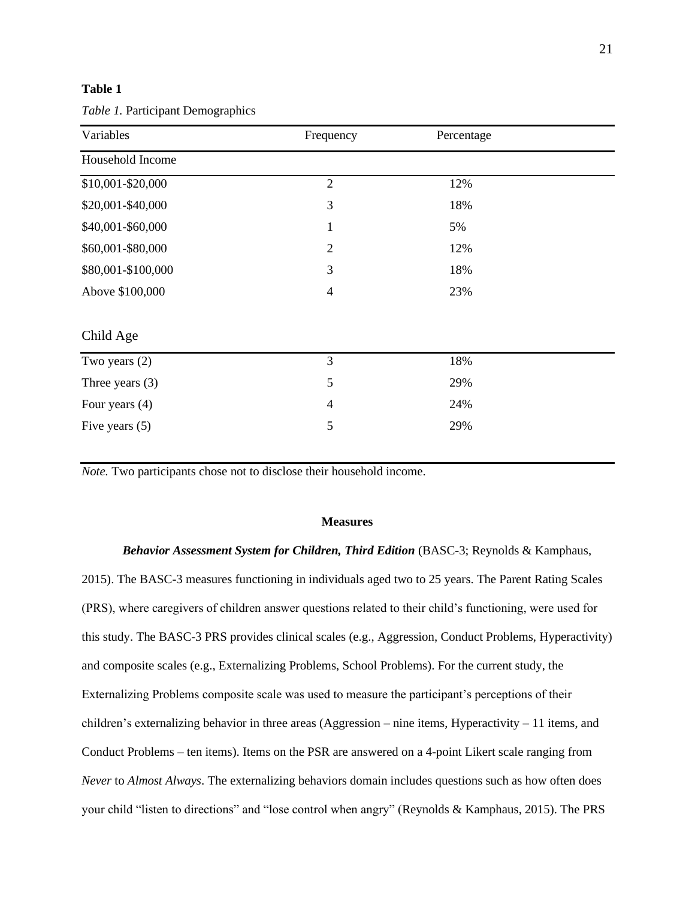**Table 1**

*Table 1.* Participant Demographics

| Variables | Frequency | Percentage |
|---|---|---|
| Household Income | | |
| \$10,001-\$20,000 | 2 | 12% |
| \$20,001-\$40,000 | 3 | 18% |
| \$40,001-\$60,000 | 1 | 5% |
| \$60,001-\$80,000 | 2 | 12% |
| \$80,001-\$100,000 | 3 | 18% |
| Above \$100,000 | 4 | 23% |
| Child Age | | |
| Two years (2) | 3 | 18% |
| Three years (3) | 5 | 29% |
| Four years (4) | 4 | 24% |
| Five years (5) | 5 | 29% |

*Note.* Two participants chose not to disclose their household income.

## Measures

***Behavior Assessment System for Children, Third Edition*** (BASC-3; Reynolds & Kamphaus, 2015). The BASC-3 measures functioning in individuals aged two to 25 years. The Parent Rating Scales (PRS), where caregivers of children answer questions related to their child's functioning, were used for this study. The BASC-3 PRS provides clinical scales (e.g., Aggression, Conduct Problems, Hyperactivity) and composite scales (e.g., Externalizing Problems, School Problems). For the current study, the Externalizing Problems composite scale was used to measure the participant's perceptions of their children's externalizing behavior in three areas (Aggression – nine items, Hyperactivity – 11 items, and Conduct Problems – ten items). Items on the PSR are answered on a 4-point Likert scale ranging from *Never* to *Almost Always*. The externalizing behaviors domain includes questions such as how often does your child "listen to directions" and "lose control when angry" (Reynolds & Kamphaus, 2015). The PRS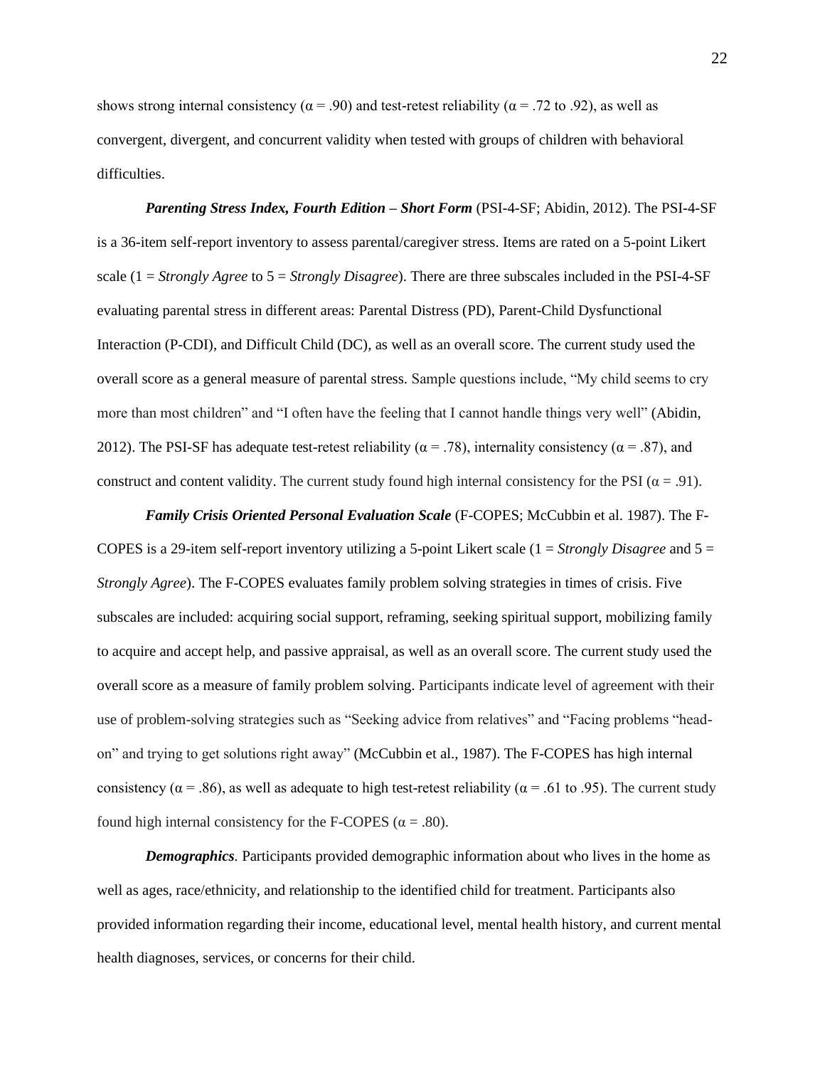shows strong internal consistency ($\alpha = .90$) and test-retest reliability ($\alpha = .72$ to $.92$), as well as convergent, divergent, and concurrent validity when tested with groups of children with behavioral difficulties.

***Parenting Stress Index, Fourth Edition – Short Form*** (PSI-4-SF; Abidin, 2012). The PSI-4-SF is a 36-item self-report inventory to assess parental/caregiver stress. Items are rated on a 5-point Likert scale (1 = *Strongly Agree* to 5 = *Strongly Disagree*). There are three subscales included in the PSI-4-SF evaluating parental stress in different areas: Parental Distress (PD), Parent-Child Dysfunctional Interaction (P-CDI), and Difficult Child (DC), as well as an overall score. The current study used the overall score as a general measure of parental stress. Sample questions include, "My child seems to cry more than most children" and "I often have the feeling that I cannot handle things very well" (Abidin, 2012). The PSI-SF has adequate test-retest reliability ($\alpha = .78$), internality consistency ($\alpha = .87$), and construct and content validity. The current study found high internal consistency for the PSI ($\alpha = .91$).

***Family Crisis Oriented Personal Evaluation Scale*** (F-COPES; McCubbin et al. 1987). The F-COPES is a 29-item self-report inventory utilizing a 5-point Likert scale (1 = *Strongly Disagree* and 5 = *Strongly Agree*). The F-COPES evaluates family problem solving strategies in times of crisis. Five subscales are included: acquiring social support, reframing, seeking spiritual support, mobilizing family to acquire and accept help, and passive appraisal, as well as an overall score. The current study used the overall score as a measure of family problem solving. Participants indicate level of agreement with their use of problem-solving strategies such as "Seeking advice from relatives" and "Facing problems "head-on" and trying to get solutions right away" (McCubbin et al., 1987). The F-COPES has high internal consistency ($\alpha = .86$), as well as adequate to high test-retest reliability ($\alpha = .61$ to $.95$). The current study found high internal consistency for the F-COPES ($\alpha = .80$).

***Demographics***. Participants provided demographic information about who lives in the home as well as ages, race/ethnicity, and relationship to the identified child for treatment. Participants also provided information regarding their income, educational level, mental health history, and current mental health diagnoses, services, or concerns for their child.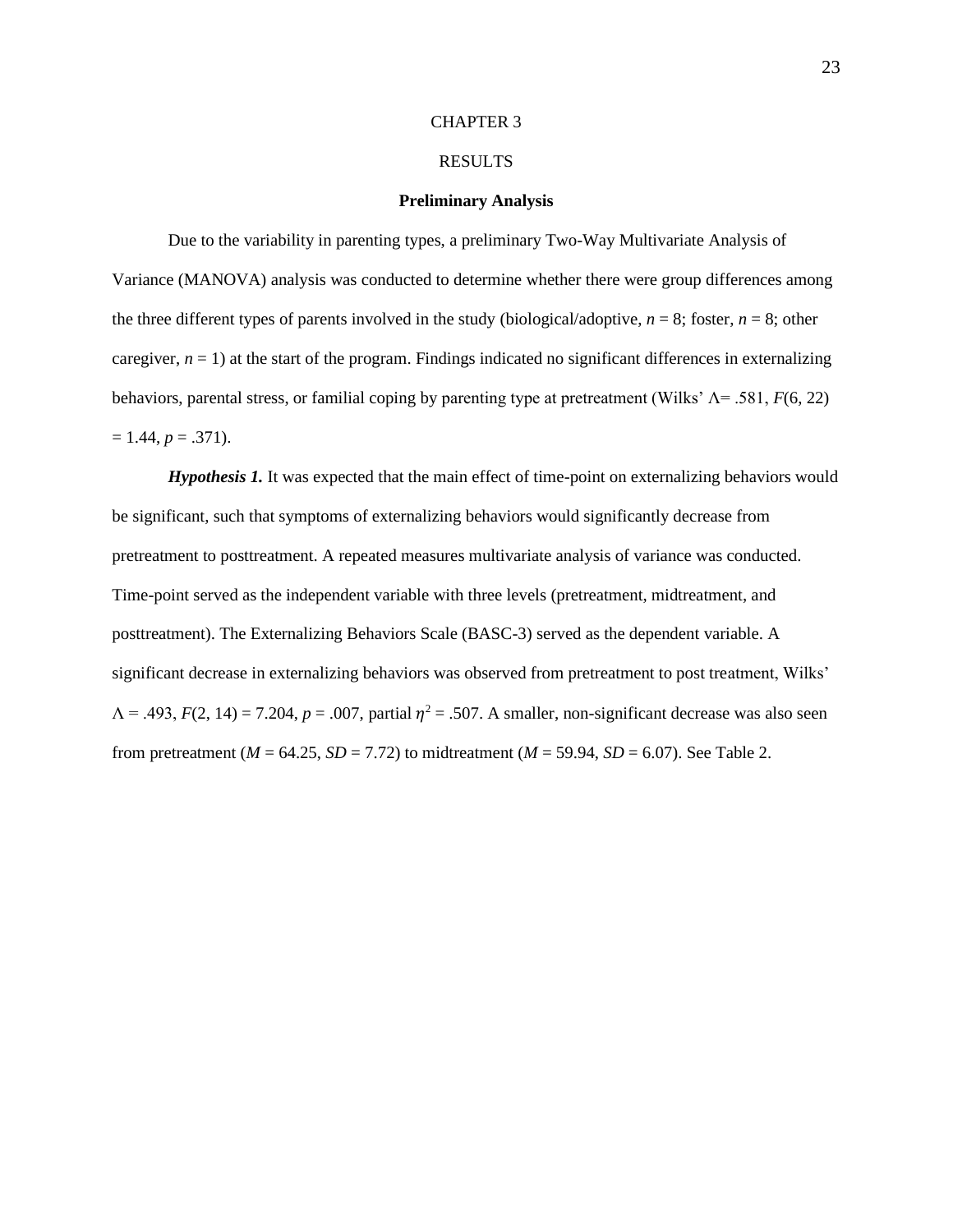# CHAPTER 3

# RESULTS

## Preliminary Analysis

Due to the variability in parenting types, a preliminary Two-Way Multivariate Analysis of Variance (MANOVA) analysis was conducted to determine whether there were group differences among the three different types of parents involved in the study (biological/adoptive, $n = 8$; foster, $n = 8$; other caregiver, $n = 1$) at the start of the program. Findings indicated no significant differences in externalizing behaviors, parental stress, or familial coping by parenting type at pretreatment (Wilks' $\Lambda = .581$, $F(6, 22) = 1.44$, $p = .371$).

***Hypothesis 1.*** It was expected that the main effect of time-point on externalizing behaviors would be significant, such that symptoms of externalizing behaviors would significantly decrease from pretreatment to posttreatment. A repeated measures multivariate analysis of variance was conducted. Time-point served as the independent variable with three levels (pretreatment, midtreatment, and posttreatment). The Externalizing Behaviors Scale (BASC-3) served as the dependent variable. A significant decrease in externalizing behaviors was observed from pretreatment to post treatment, Wilks' $\Lambda = .493$, $F(2, 14) = 7.204$, $p = .007$, partial $\eta^2 = .507$. A smaller, non-significant decrease was also seen from pretreatment ($M = 64.25$, $SD = 7.72$) to midtreatment ($M = 59.94$, $SD = 6.07$). See Table 2.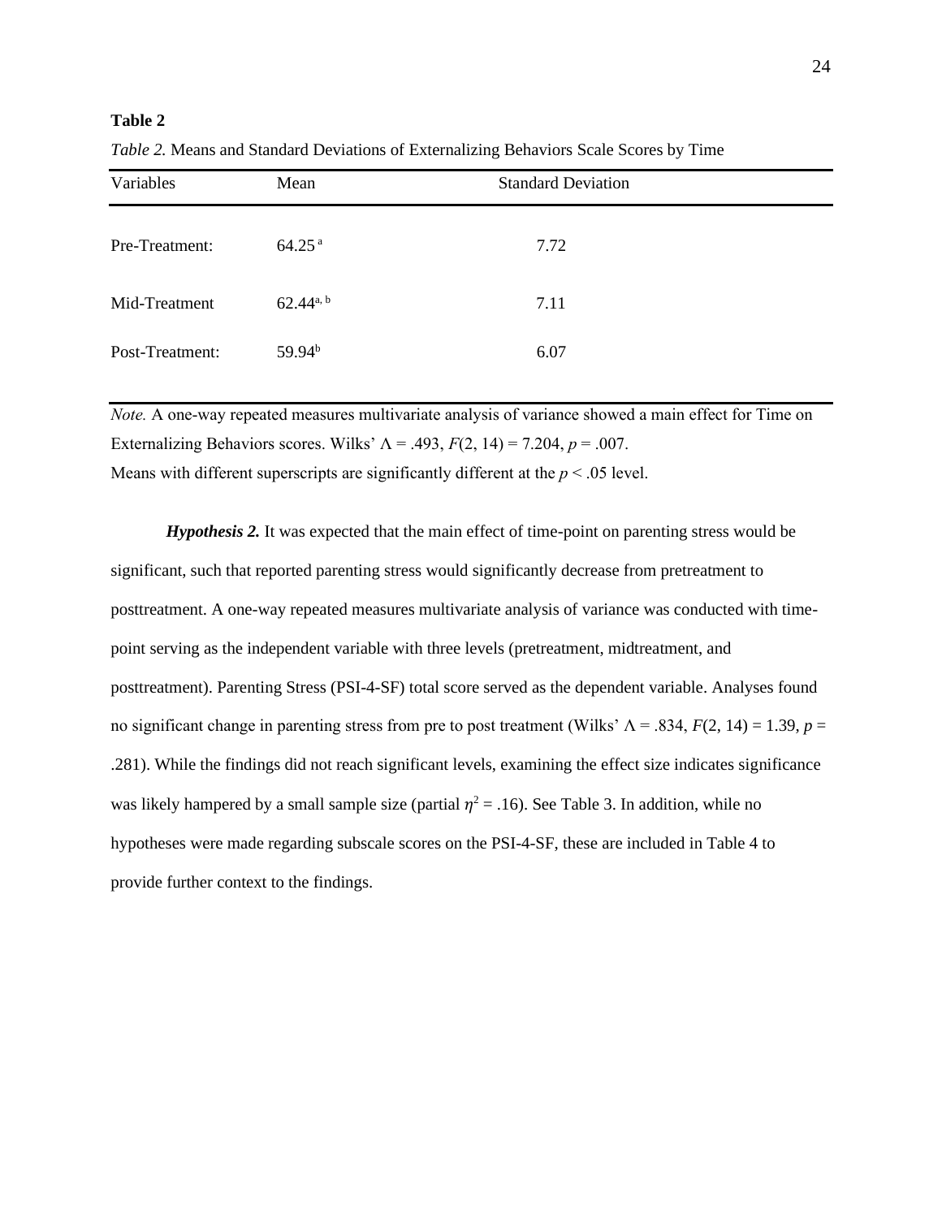**Table 2**

*Table 2.* Means and Standard Deviations of Externalizing Behaviors Scale Scores by Time

| Variables | Mean | Standard Deviation |
|---|---|---|
| Pre-Treatment: | 64.25 [a] | 7.72 |
| Mid-Treatment | 62.44[a, b] | 7.11 |
| Post-Treatment: | 59.94[b] | 6.07 |

*Note.* A one-way repeated measures multivariate analysis of variance showed a main effect for Time on Externalizing Behaviors scores. Wilks' Λ = .493, $F(2, 14) = 7.204$, $p = .007$.
Means with different superscripts are significantly different at the $p < .05$ level.

***Hypothesis 2.*** It was expected that the main effect of time-point on parenting stress would be significant, such that reported parenting stress would significantly decrease from pretreatment to posttreatment. A one-way repeated measures multivariate analysis of variance was conducted with time-point serving as the independent variable with three levels (pretreatment, midtreatment, and posttreatment). Parenting Stress (PSI-4-SF) total score served as the dependent variable. Analyses found no significant change in parenting stress from pre to post treatment (Wilks' Λ = .834, $F(2, 14) = 1.39$, $p = .281$). While the findings did not reach significant levels, examining the effect size indicates significance was likely hampered by a small sample size (partial $\eta^2 = .16$). See Table 3. In addition, while no hypotheses were made regarding subscale scores on the PSI-4-SF, these are included in Table 4 to provide further context to the findings.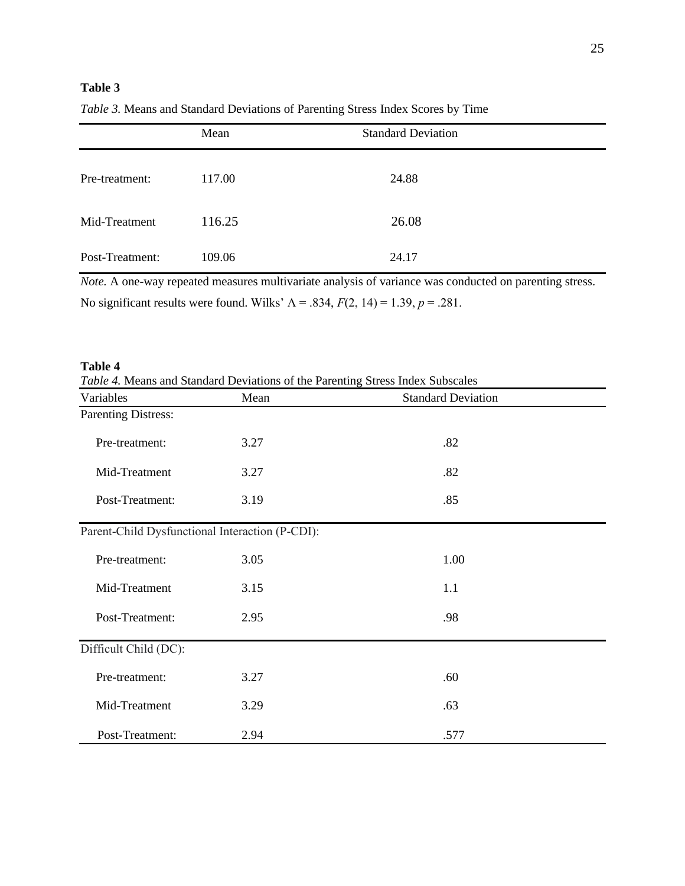**Table 3**

*Table 3.* Means and Standard Deviations of Parenting Stress Index Scores by Time

| | Mean | Standard Deviation |
|---|---|---|
| Pre-treatment: | 117.00 | 24.88 |
| Mid-Treatment | 116.25 | 26.08 |
| Post-Treatment: | 109.06 | 24.17 |

*Note.* A one-way repeated measures multivariate analysis of variance was conducted on parenting stress. No significant results were found. Wilks' $\Lambda = .834$, $F(2, 14) = 1.39$, $p = .281$.

**Table 4**

*Table 4.* Means and Standard Deviations of the Parenting Stress Index Subscales

| Variables | Mean | Standard Deviation |
|---|---|---|
| Parenting Distress: | | |
| Pre-treatment: | 3.27 | .82 |
| Mid-Treatment | 3.27 | .82 |
| Post-Treatment: | 3.19 | .85 |
| Parent-Child Dysfunctional Interaction (P-CDI): | | |
| Pre-treatment: | 3.05 | 1.00 |
| Mid-Treatment | 3.15 | 1.1 |
| Post-Treatment: | 2.95 | .98 |
| Difficult Child (DC): | | |
| Pre-treatment: | 3.27 | .60 |
| Mid-Treatment | 3.29 | .63 |
| Post-Treatment: | 2.94 | .577 |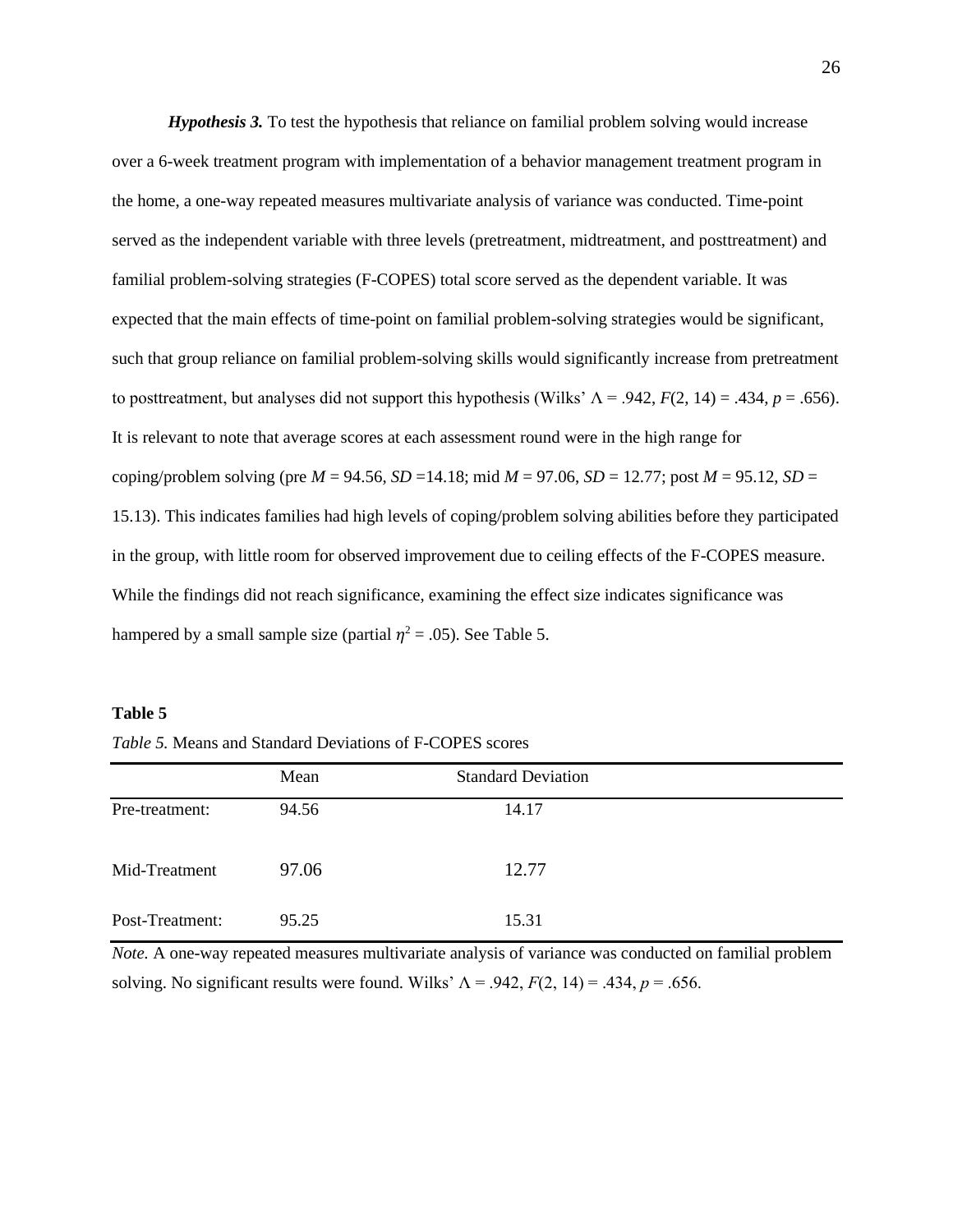***Hypothesis 3.*** To test the hypothesis that reliance on familial problem solving would increase over a 6-week treatment program with implementation of a behavior management treatment program in the home, a one-way repeated measures multivariate analysis of variance was conducted. Time-point served as the independent variable with three levels (pretreatment, midtreatment, and posttreatment) and familial problem-solving strategies (F-COPES) total score served as the dependent variable. It was expected that the main effects of time-point on familial problem-solving strategies would be significant, such that group reliance on familial problem-solving skills would significantly increase from pretreatment to posttreatment, but analyses did not support this hypothesis (Wilks' $\Lambda = .942$, $F(2, 14) = .434$, $p = .656$). It is relevant to note that average scores at each assessment round were in the high range for coping/problem solving (pre $M = 94.56$, $SD = 14.18$; mid $M = 97.06$, $SD = 12.77$; post $M = 95.12$, $SD = 15.13$). This indicates families had high levels of coping/problem solving abilities before they participated in the group, with little room for observed improvement due to ceiling effects of the F-COPES measure. While the findings did not reach significance, examining the effect size indicates significance was hampered by a small sample size (partial $\eta^2 = .05$). See Table 5.

**Table 5**

*Table 5.* Means and Standard Deviations of F-COPES scores

| | Mean | Standard Deviation |
|---|---|---|
| Pre-treatment: | 94.56 | 14.17 |
| Mid-Treatment | 97.06 | 12.77 |
| Post-Treatment: | 95.25 | 15.31 |

*Note.* A one-way repeated measures multivariate analysis of variance was conducted on familial problem solving. No significant results were found. Wilks' $\Lambda = .942$, $F(2, 14) = .434$, $p = .656$.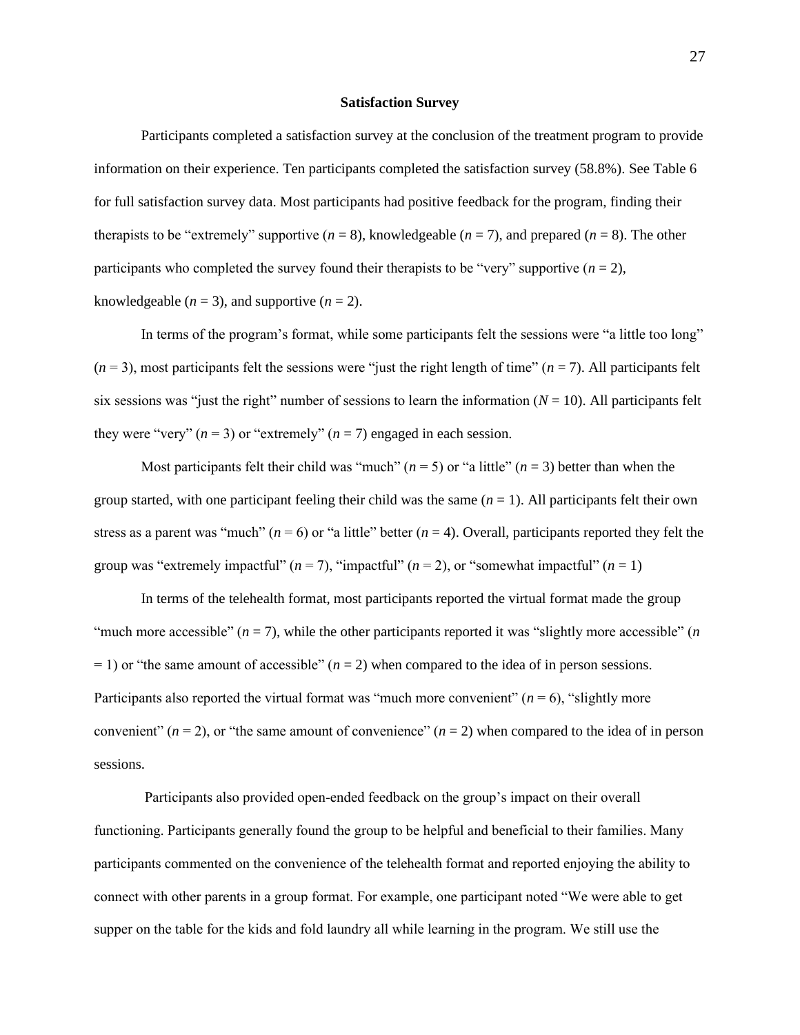## Satisfaction Survey

Participants completed a satisfaction survey at the conclusion of the treatment program to provide information on their experience. Ten participants completed the satisfaction survey (58.8%). See Table 6 for full satisfaction survey data. Most participants had positive feedback for the program, finding their therapists to be "extremely" supportive ($n$ = 8), knowledgeable ($n$ = 7), and prepared ($n$ = 8). The other participants who completed the survey found their therapists to be "very" supportive ($n$ = 2), knowledgeable ($n$ = 3), and supportive ($n$ = 2).

In terms of the program's format, while some participants felt the sessions were "a little too long" ($n$ = 3), most participants felt the sessions were "just the right length of time" ($n$ = 7). All participants felt six sessions was "just the right" number of sessions to learn the information ($N$ = 10). All participants felt they were "very" ($n$ = 3) or "extremely" ($n$ = 7) engaged in each session.

Most participants felt their child was "much" ($n$ = 5) or "a little" ($n$ = 3) better than when the group started, with one participant feeling their child was the same ($n$ = 1). All participants felt their own stress as a parent was "much" ($n$ = 6) or "a little" better ($n$ = 4). Overall, participants reported they felt the group was "extremely impactful" ($n$ = 7), "impactful" ($n$ = 2), or "somewhat impactful" ($n$ = 1)

In terms of the telehealth format, most participants reported the virtual format made the group "much more accessible" ($n$ = 7), while the other participants reported it was "slightly more accessible" ($n$ = 1) or "the same amount of accessible" ($n$ = 2) when compared to the idea of in person sessions. Participants also reported the virtual format was "much more convenient" ($n$ = 6), "slightly more convenient" ($n$ = 2), or "the same amount of convenience" ($n$ = 2) when compared to the idea of in person sessions.

Participants also provided open-ended feedback on the group's impact on their overall functioning. Participants generally found the group to be helpful and beneficial to their families. Many participants commented on the convenience of the telehealth format and reported enjoying the ability to connect with other parents in a group format. For example, one participant noted "We were able to get supper on the table for the kids and fold laundry all while learning in the program. We still use the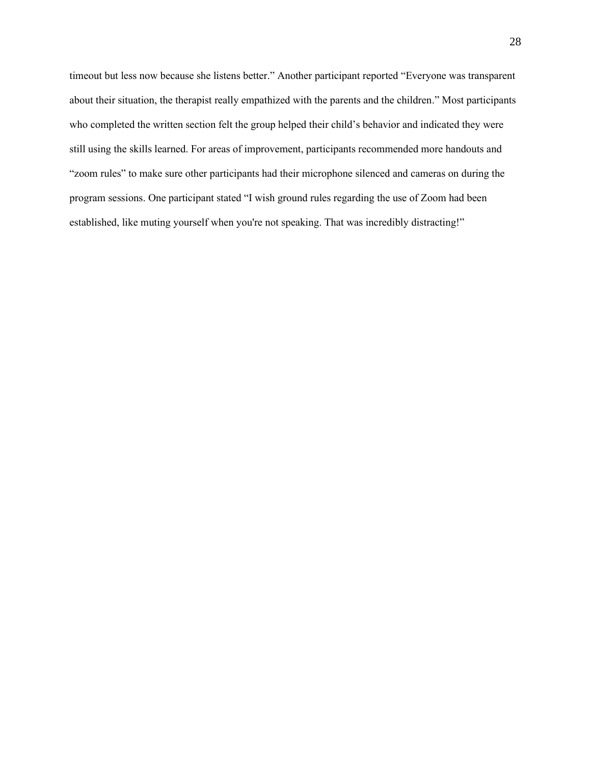timeout but less now because she listens better." Another participant reported "Everyone was transparent about their situation, the therapist really empathized with the parents and the children." Most participants who completed the written section felt the group helped their child's behavior and indicated they were still using the skills learned. For areas of improvement, participants recommended more handouts and "zoom rules" to make sure other participants had their microphone silenced and cameras on during the program sessions. One participant stated "I wish ground rules regarding the use of Zoom had been established, like muting yourself when you're not speaking. That was incredibly distracting!"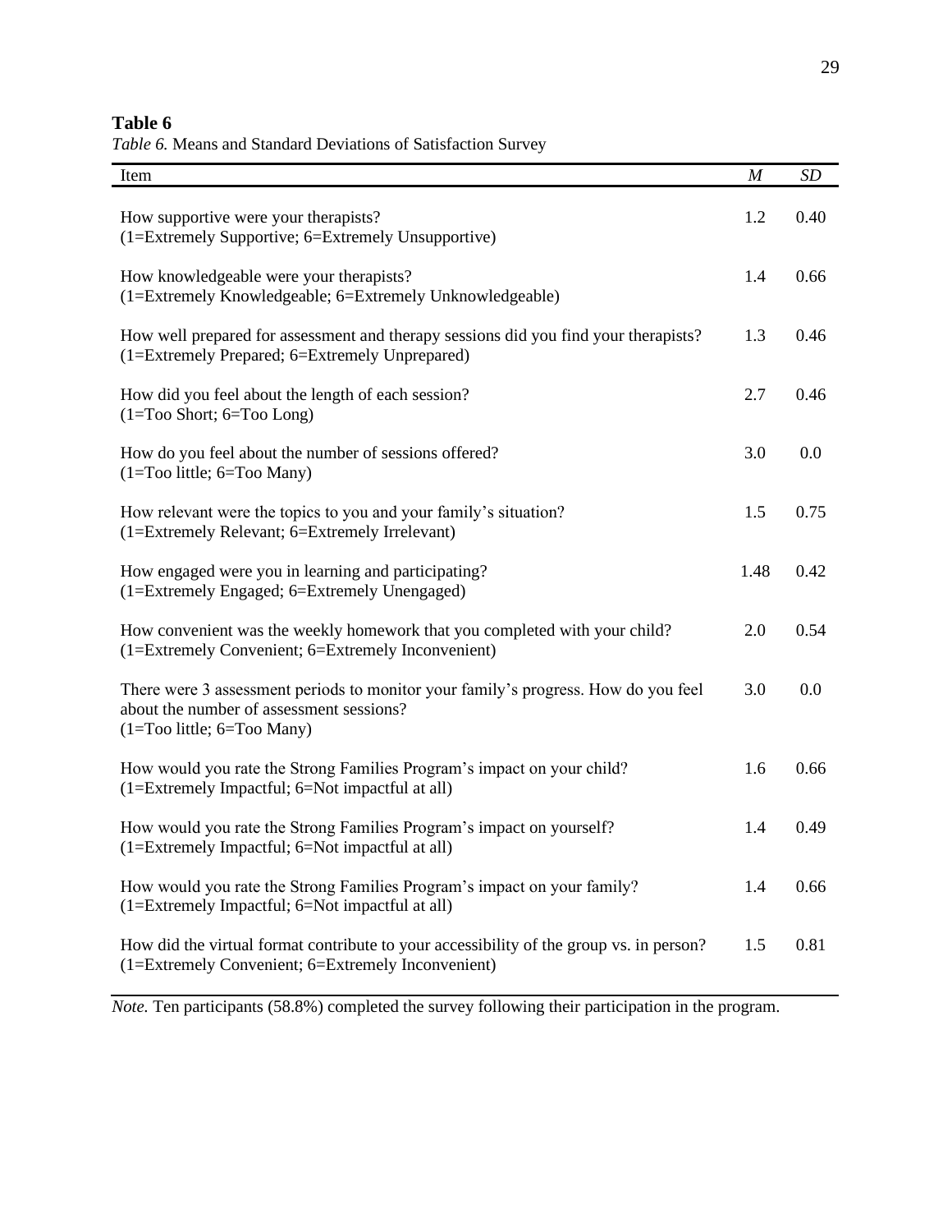**Table 6**

*Table 6.* Means and Standard Deviations of Satisfaction Survey

| Item | *M* | *SD* |
|---|---|---|
| How supportive were your therapists? (1=Extremely Supportive; 6=Extremely Unsupportive) | 1.2 | 0.40 |
| How knowledgeable were your therapists? (1=Extremely Knowledgeable; 6=Extremely Unknowledgeable) | 1.4 | 0.66 |
| How well prepared for assessment and therapy sessions did you find your therapists? (1=Extremely Prepared; 6=Extremely Unprepared) | 1.3 | 0.46 |
| How did you feel about the length of each session? (1=Too Short; 6=Too Long) | 2.7 | 0.46 |
| How do you feel about the number of sessions offered? (1=Too little; 6=Too Many) | 3.0 | 0.0 |
| How relevant were the topics to you and your family's situation? (1=Extremely Relevant; 6=Extremely Irrelevant) | 1.5 | 0.75 |
| How engaged were you in learning and participating? (1=Extremely Engaged; 6=Extremely Unengaged) | 1.48 | 0.42 |
| How convenient was the weekly homework that you completed with your child? (1=Extremely Convenient; 6=Extremely Inconvenient) | 2.0 | 0.54 |
| There were 3 assessment periods to monitor your family's progress. How do you feel about the number of assessment sessions? (1=Too little; 6=Too Many) | 3.0 | 0.0 |
| How would you rate the Strong Families Program's impact on your child? (1=Extremely Impactful; 6=Not impactful at all) | 1.6 | 0.66 |
| How would you rate the Strong Families Program's impact on yourself? (1=Extremely Impactful; 6=Not impactful at all) | 1.4 | 0.49 |
| How would you rate the Strong Families Program's impact on your family? (1=Extremely Impactful; 6=Not impactful at all) | 1.4 | 0.66 |
| How did the virtual format contribute to your accessibility of the group vs. in person? (1=Extremely Convenient; 6=Extremely Inconvenient) | 1.5 | 0.81 |

*Note.* Ten participants (58.8%) completed the survey following their participation in the program.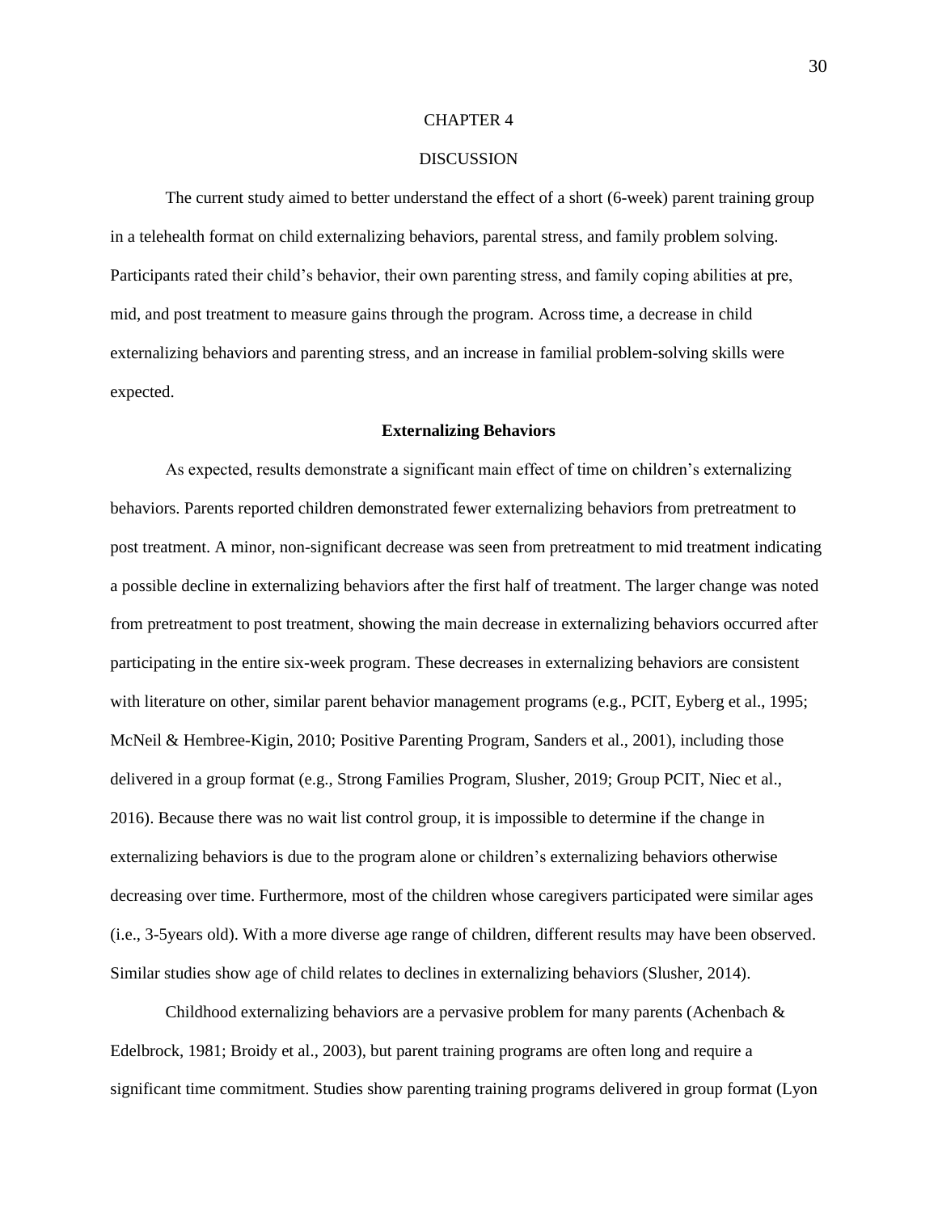# CHAPTER 4

# DISCUSSION

The current study aimed to better understand the effect of a short (6-week) parent training group in a telehealth format on child externalizing behaviors, parental stress, and family problem solving. Participants rated their child's behavior, their own parenting stress, and family coping abilities at pre, mid, and post treatment to measure gains through the program. Across time, a decrease in child externalizing behaviors and parenting stress, and an increase in familial problem-solving skills were expected.

## Externalizing Behaviors

As expected, results demonstrate a significant main effect of time on children's externalizing behaviors. Parents reported children demonstrated fewer externalizing behaviors from pretreatment to post treatment. A minor, non-significant decrease was seen from pretreatment to mid treatment indicating a possible decline in externalizing behaviors after the first half of treatment. The larger change was noted from pretreatment to post treatment, showing the main decrease in externalizing behaviors occurred after participating in the entire six-week program. These decreases in externalizing behaviors are consistent with literature on other, similar parent behavior management programs (e.g., PCIT, Eyberg et al., 1995; McNeil & Hembree-Kigin, 2010; Positive Parenting Program, Sanders et al., 2001), including those delivered in a group format (e.g., Strong Families Program, Slusher, 2019; Group PCIT, Niec et al., 2016). Because there was no wait list control group, it is impossible to determine if the change in externalizing behaviors is due to the program alone or children's externalizing behaviors otherwise decreasing over time. Furthermore, most of the children whose caregivers participated were similar ages (i.e., 3-5years old). With a more diverse age range of children, different results may have been observed. Similar studies show age of child relates to declines in externalizing behaviors (Slusher, 2014).

Childhood externalizing behaviors are a pervasive problem for many parents (Achenbach & Edelbrock, 1981; Broidy et al., 2003), but parent training programs are often long and require a significant time commitment. Studies show parenting training programs delivered in group format (Lyon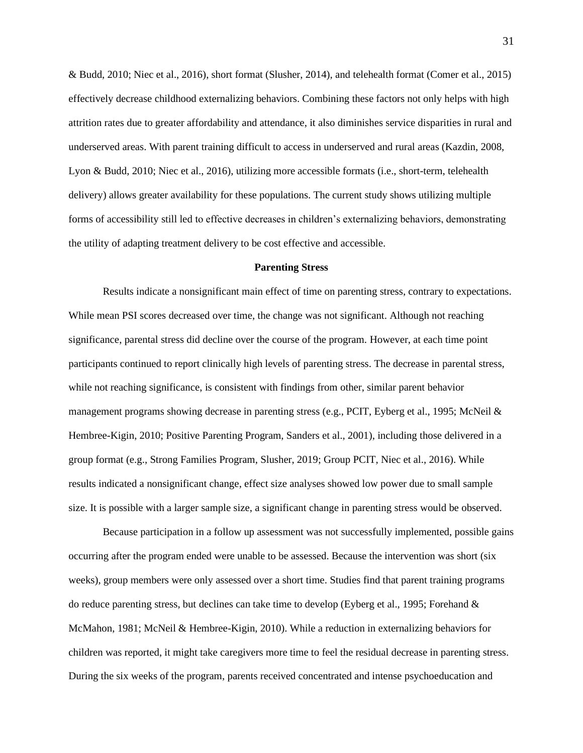& Budd, 2010; Niec et al., 2016), short format (Slusher, 2014), and telehealth format (Comer et al., 2015) effectively decrease childhood externalizing behaviors. Combining these factors not only helps with high attrition rates due to greater affordability and attendance, it also diminishes service disparities in rural and underserved areas. With parent training difficult to access in underserved and rural areas (Kazdin, 2008, Lyon & Budd, 2010; Niec et al., 2016), utilizing more accessible formats (i.e., short-term, telehealth delivery) allows greater availability for these populations. The current study shows utilizing multiple forms of accessibility still led to effective decreases in children's externalizing behaviors, demonstrating the utility of adapting treatment delivery to be cost effective and accessible.

## Parenting Stress

Results indicate a nonsignificant main effect of time on parenting stress, contrary to expectations. While mean PSI scores decreased over time, the change was not significant. Although not reaching significance, parental stress did decline over the course of the program. However, at each time point participants continued to report clinically high levels of parenting stress. The decrease in parental stress, while not reaching significance, is consistent with findings from other, similar parent behavior management programs showing decrease in parenting stress (e.g., PCIT, Eyberg et al., 1995; McNeil & Hembree-Kigin, 2010; Positive Parenting Program, Sanders et al., 2001), including those delivered in a group format (e.g., Strong Families Program, Slusher, 2019; Group PCIT, Niec et al., 2016). While results indicated a nonsignificant change, effect size analyses showed low power due to small sample size. It is possible with a larger sample size, a significant change in parenting stress would be observed.

Because participation in a follow up assessment was not successfully implemented, possible gains occurring after the program ended were unable to be assessed. Because the intervention was short (six weeks), group members were only assessed over a short time. Studies find that parent training programs do reduce parenting stress, but declines can take time to develop (Eyberg et al., 1995; Forehand & McMahon, 1981; McNeil & Hembree-Kigin, 2010). While a reduction in externalizing behaviors for children was reported, it might take caregivers more time to feel the residual decrease in parenting stress. During the six weeks of the program, parents received concentrated and intense psychoeducation and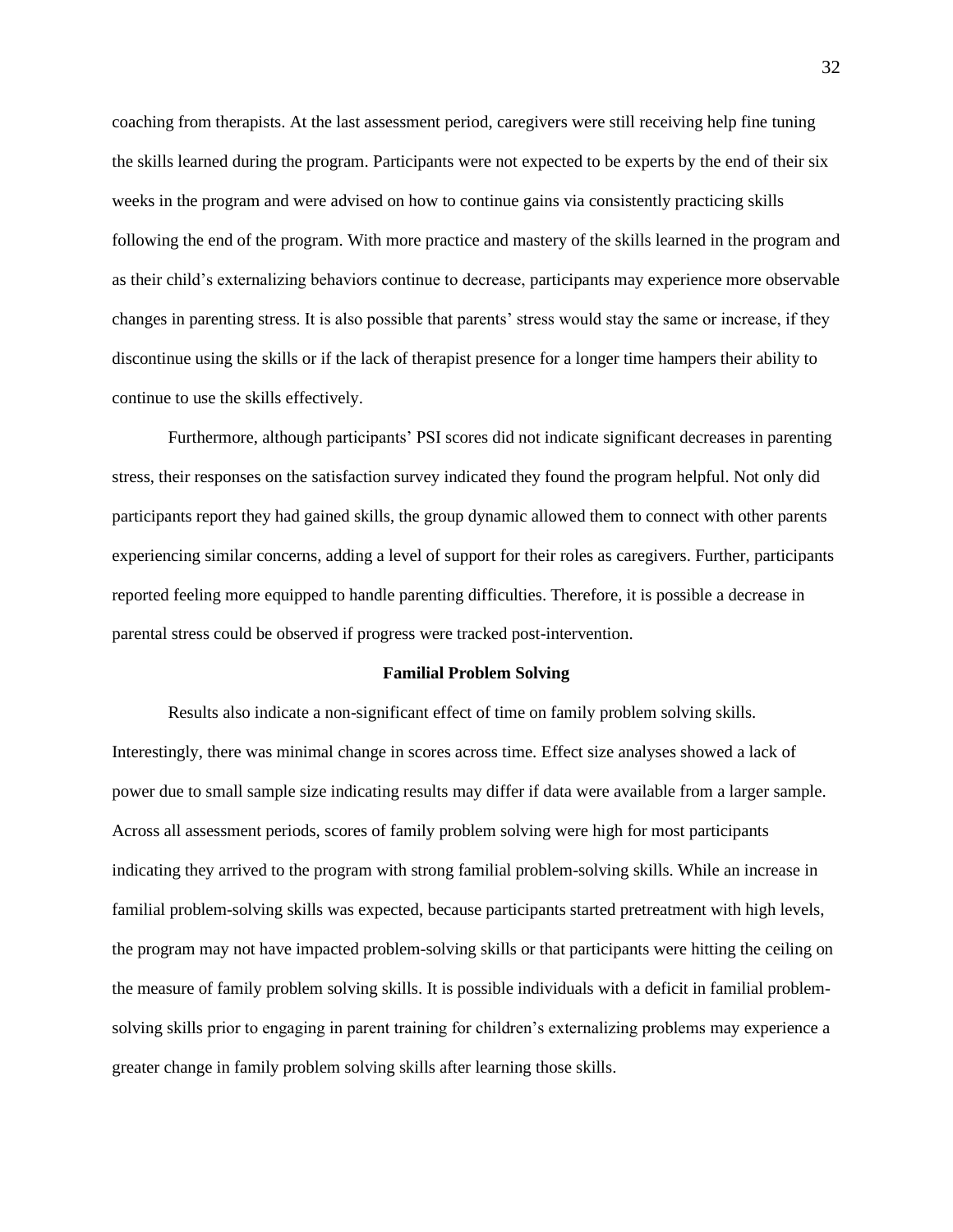coaching from therapists. At the last assessment period, caregivers were still receiving help fine tuning the skills learned during the program. Participants were not expected to be experts by the end of their six weeks in the program and were advised on how to continue gains via consistently practicing skills following the end of the program. With more practice and mastery of the skills learned in the program and as their child's externalizing behaviors continue to decrease, participants may experience more observable changes in parenting stress. It is also possible that parents' stress would stay the same or increase, if they discontinue using the skills or if the lack of therapist presence for a longer time hampers their ability to continue to use the skills effectively.

Furthermore, although participants' PSI scores did not indicate significant decreases in parenting stress, their responses on the satisfaction survey indicated they found the program helpful. Not only did participants report they had gained skills, the group dynamic allowed them to connect with other parents experiencing similar concerns, adding a level of support for their roles as caregivers. Further, participants reported feeling more equipped to handle parenting difficulties. Therefore, it is possible a decrease in parental stress could be observed if progress were tracked post-intervention.

## Familial Problem Solving

Results also indicate a non-significant effect of time on family problem solving skills. Interestingly, there was minimal change in scores across time. Effect size analyses showed a lack of power due to small sample size indicating results may differ if data were available from a larger sample. Across all assessment periods, scores of family problem solving were high for most participants indicating they arrived to the program with strong familial problem-solving skills. While an increase in familial problem-solving skills was expected, because participants started pretreatment with high levels, the program may not have impacted problem-solving skills or that participants were hitting the ceiling on the measure of family problem solving skills. It is possible individuals with a deficit in familial problem-solving skills prior to engaging in parent training for children's externalizing problems may experience a greater change in family problem solving skills after learning those skills.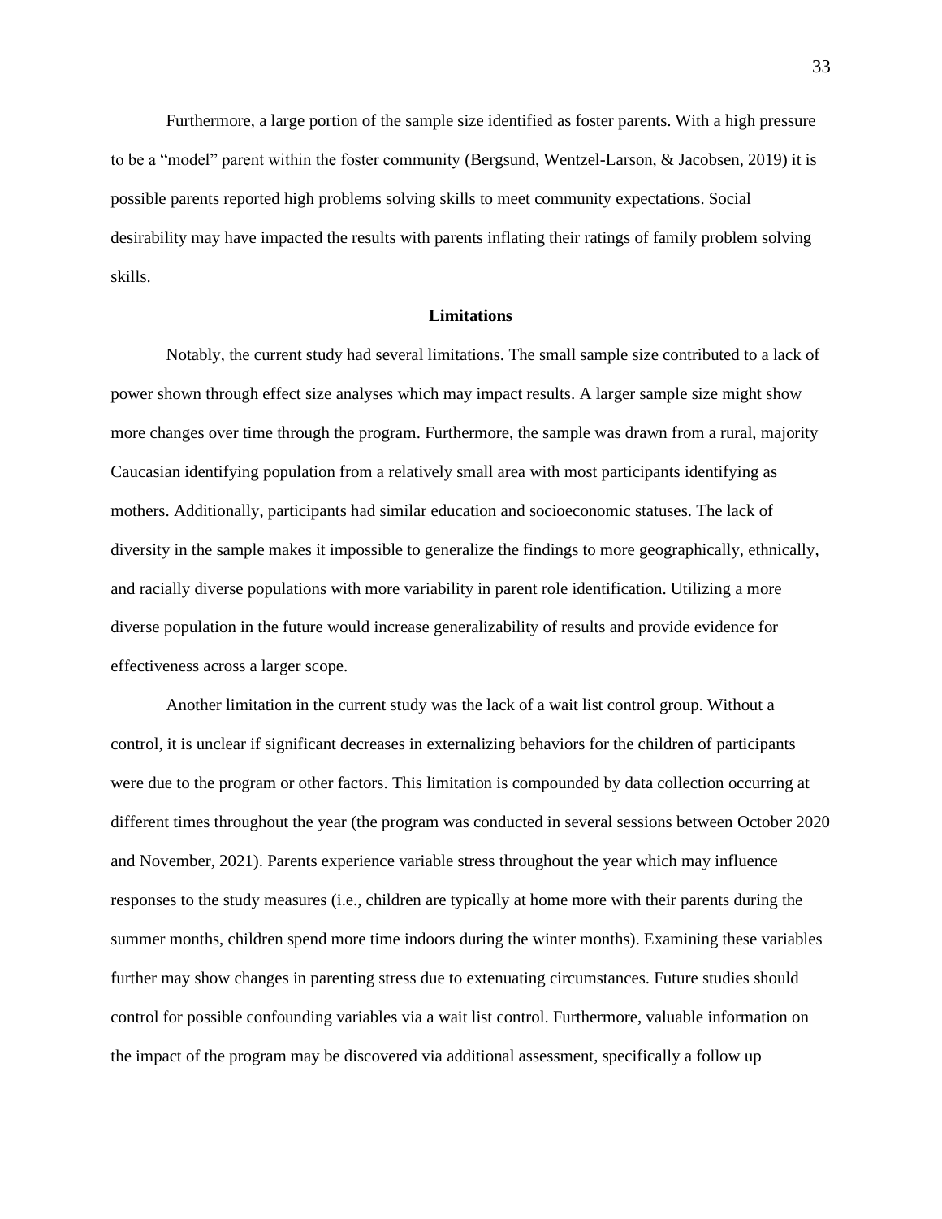Furthermore, a large portion of the sample size identified as foster parents. With a high pressure to be a "model" parent within the foster community (Bergsund, Wentzel-Larson, & Jacobsen, 2019) it is possible parents reported high problems solving skills to meet community expectations. Social desirability may have impacted the results with parents inflating their ratings of family problem solving skills.

## Limitations

Notably, the current study had several limitations. The small sample size contributed to a lack of power shown through effect size analyses which may impact results. A larger sample size might show more changes over time through the program. Furthermore, the sample was drawn from a rural, majority Caucasian identifying population from a relatively small area with most participants identifying as mothers. Additionally, participants had similar education and socioeconomic statuses. The lack of diversity in the sample makes it impossible to generalize the findings to more geographically, ethnically, and racially diverse populations with more variability in parent role identification. Utilizing a more diverse population in the future would increase generalizability of results and provide evidence for effectiveness across a larger scope.

Another limitation in the current study was the lack of a wait list control group. Without a control, it is unclear if significant decreases in externalizing behaviors for the children of participants were due to the program or other factors. This limitation is compounded by data collection occurring at different times throughout the year (the program was conducted in several sessions between October 2020 and November, 2021). Parents experience variable stress throughout the year which may influence responses to the study measures (i.e., children are typically at home more with their parents during the summer months, children spend more time indoors during the winter months). Examining these variables further may show changes in parenting stress due to extenuating circumstances. Future studies should control for possible confounding variables via a wait list control. Furthermore, valuable information on the impact of the program may be discovered via additional assessment, specifically a follow up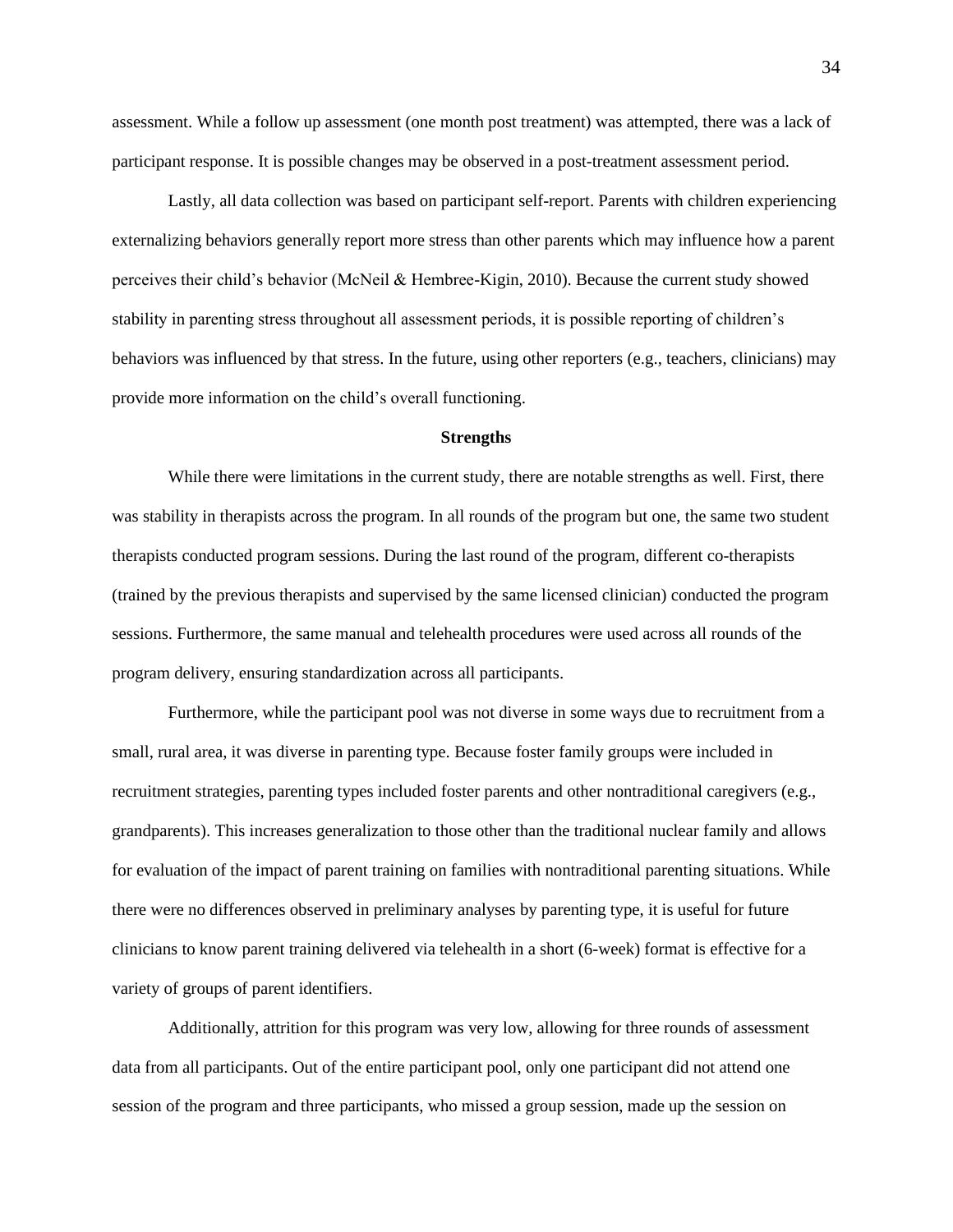assessment. While a follow up assessment (one month post treatment) was attempted, there was a lack of participant response. It is possible changes may be observed in a post-treatment assessment period.

Lastly, all data collection was based on participant self-report. Parents with children experiencing externalizing behaviors generally report more stress than other parents which may influence how a parent perceives their child's behavior (McNeil & Hembree-Kigin, 2010). Because the current study showed stability in parenting stress throughout all assessment periods, it is possible reporting of children's behaviors was influenced by that stress. In the future, using other reporters (e.g., teachers, clinicians) may provide more information on the child's overall functioning.

## Strengths

While there were limitations in the current study, there are notable strengths as well. First, there was stability in therapists across the program. In all rounds of the program but one, the same two student therapists conducted program sessions. During the last round of the program, different co-therapists (trained by the previous therapists and supervised by the same licensed clinician) conducted the program sessions. Furthermore, the same manual and telehealth procedures were used across all rounds of the program delivery, ensuring standardization across all participants.

Furthermore, while the participant pool was not diverse in some ways due to recruitment from a small, rural area, it was diverse in parenting type. Because foster family groups were included in recruitment strategies, parenting types included foster parents and other nontraditional caregivers (e.g., grandparents). This increases generalization to those other than the traditional nuclear family and allows for evaluation of the impact of parent training on families with nontraditional parenting situations. While there were no differences observed in preliminary analyses by parenting type, it is useful for future clinicians to know parent training delivered via telehealth in a short (6-week) format is effective for a variety of groups of parent identifiers.

Additionally, attrition for this program was very low, allowing for three rounds of assessment data from all participants. Out of the entire participant pool, only one participant did not attend one session of the program and three participants, who missed a group session, made up the session on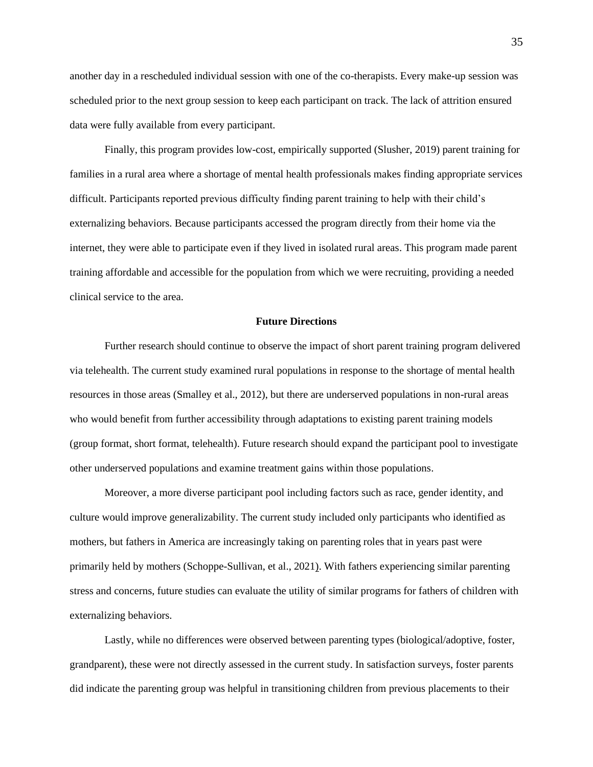another day in a rescheduled individual session with one of the co-therapists. Every make-up session was scheduled prior to the next group session to keep each participant on track. The lack of attrition ensured data were fully available from every participant.

Finally, this program provides low-cost, empirically supported (Slusher, 2019) parent training for families in a rural area where a shortage of mental health professionals makes finding appropriate services difficult. Participants reported previous difficulty finding parent training to help with their child's externalizing behaviors. Because participants accessed the program directly from their home via the internet, they were able to participate even if they lived in isolated rural areas. This program made parent training affordable and accessible for the population from which we were recruiting, providing a needed clinical service to the area.

## Future Directions

Further research should continue to observe the impact of short parent training program delivered via telehealth. The current study examined rural populations in response to the shortage of mental health resources in those areas (Smalley et al., 2012), but there are underserved populations in non-rural areas who would benefit from further accessibility through adaptations to existing parent training models (group format, short format, telehealth). Future research should expand the participant pool to investigate other underserved populations and examine treatment gains within those populations.

Moreover, a more diverse participant pool including factors such as race, gender identity, and culture would improve generalizability. The current study included only participants who identified as mothers, but fathers in America are increasingly taking on parenting roles that in years past were primarily held by mothers (Schoppe-Sullivan, et al., 2021). With fathers experiencing similar parenting stress and concerns, future studies can evaluate the utility of similar programs for fathers of children with externalizing behaviors.

Lastly, while no differences were observed between parenting types (biological/adoptive, foster, grandparent), these were not directly assessed in the current study. In satisfaction surveys, foster parents did indicate the parenting group was helpful in transitioning children from previous placements to their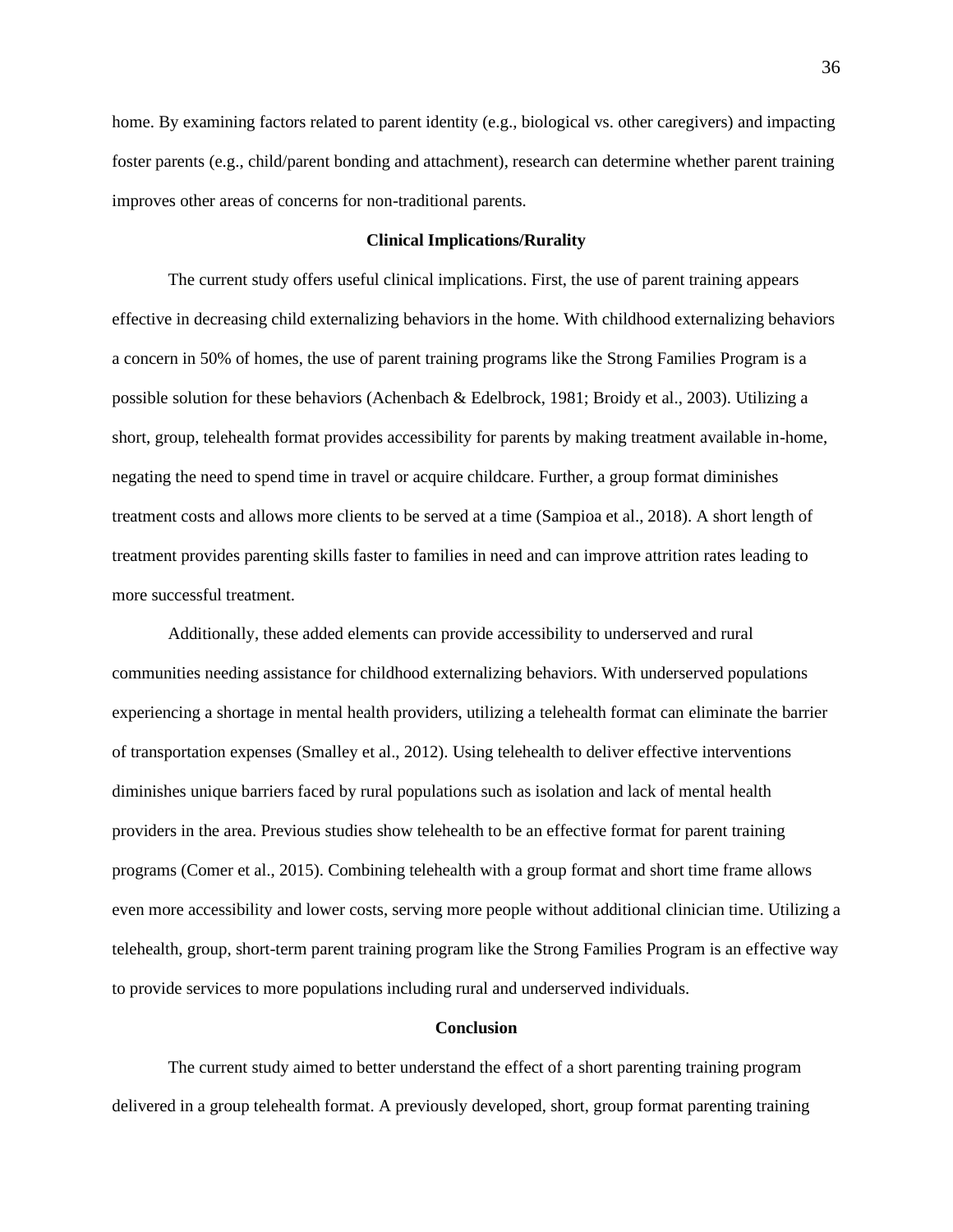home. By examining factors related to parent identity (e.g., biological vs. other caregivers) and impacting foster parents (e.g., child/parent bonding and attachment), research can determine whether parent training improves other areas of concerns for non-traditional parents.

### Clinical Implications/Rurality

The current study offers useful clinical implications. First, the use of parent training appears effective in decreasing child externalizing behaviors in the home. With childhood externalizing behaviors a concern in 50% of homes, the use of parent training programs like the Strong Families Program is a possible solution for these behaviors (Achenbach & Edelbrock, 1981; Broidy et al., 2003). Utilizing a short, group, telehealth format provides accessibility for parents by making treatment available in-home, negating the need to spend time in travel or acquire childcare. Further, a group format diminishes treatment costs and allows more clients to be served at a time (Sampioa et al., 2018). A short length of treatment provides parenting skills faster to families in need and can improve attrition rates leading to more successful treatment.

Additionally, these added elements can provide accessibility to underserved and rural communities needing assistance for childhood externalizing behaviors. With underserved populations experiencing a shortage in mental health providers, utilizing a telehealth format can eliminate the barrier of transportation expenses (Smalley et al., 2012). Using telehealth to deliver effective interventions diminishes unique barriers faced by rural populations such as isolation and lack of mental health providers in the area. Previous studies show telehealth to be an effective format for parent training programs (Comer et al., 2015). Combining telehealth with a group format and short time frame allows even more accessibility and lower costs, serving more people without additional clinician time. Utilizing a telehealth, group, short-term parent training program like the Strong Families Program is an effective way to provide services to more populations including rural and underserved individuals.

### Conclusion

The current study aimed to better understand the effect of a short parenting training program delivered in a group telehealth format. A previously developed, short, group format parenting training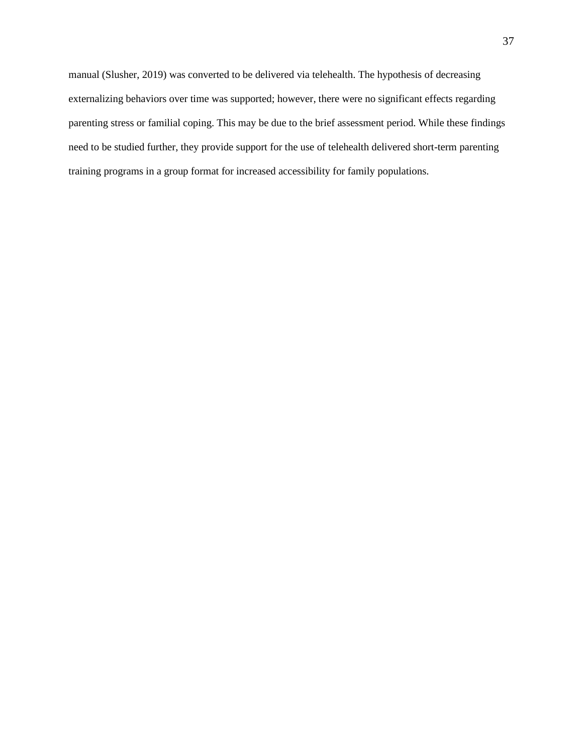manual (Slusher, 2019) was converted to be delivered via telehealth. The hypothesis of decreasing externalizing behaviors over time was supported; however, there were no significant effects regarding parenting stress or familial coping. This may be due to the brief assessment period. While these findings need to be studied further, they provide support for the use of telehealth delivered short-term parenting training programs in a group format for increased accessibility for family populations.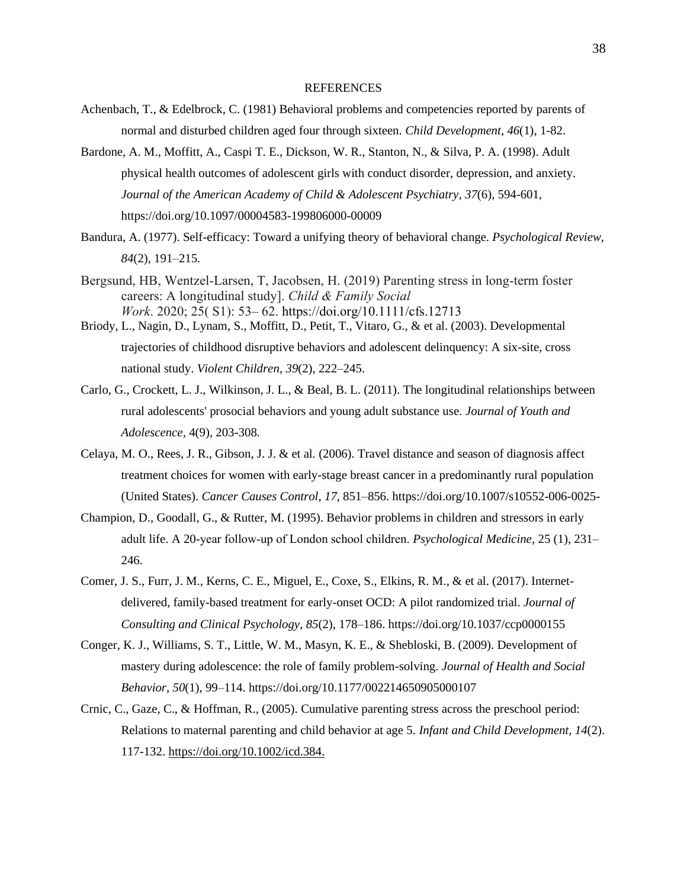# REFERENCES

Achenbach, T., & Edelbrock, C. (1981) Behavioral problems and competencies reported by parents of normal and disturbed children aged four through sixteen. *Child Development*, *46*(1), 1-82.

Bardone, A. M., Moffitt, A., Caspi T. E., Dickson, W. R., Stanton, N., & Silva, P. A. (1998). Adult physical health outcomes of adolescent girls with conduct disorder, depression, and anxiety. *Journal of the American Academy of Child & Adolescent Psychiatry*, *37*(6), 594-601, https://doi.org/10.1097/00004583-199806000-00009

Bandura, A. (1977). Self-efficacy: Toward a unifying theory of behavioral change. *Psychological Review, 84*(2), 191–215.

Bergsund, HB, Wentzel-Larsen, T, Jacobsen, H. (2019) Parenting stress in long-term foster careers: A longitudinal study]. *Child & Family Social Work*. 2020; 25( S1): 53– 62. https://doi.org/10.1111/cfs.12713

Briody, L., Nagin, D., Lynam, S., Moffitt, D., Petit, T., Vitaro, G., & et al. (2003). Developmental trajectories of childhood disruptive behaviors and adolescent delinquency: A six-site, cross national study. *Violent Children*, *39*(2), 222–245.

Carlo, G., Crockett, L. J., Wilkinson, J. L., & Beal, B. L. (2011). The longitudinal relationships between rural adolescents' prosocial behaviors and young adult substance use. *Journal of Youth and Adolescence*, 4(9), 203-308.

Celaya, M. O., Rees, J. R., Gibson, J. J. & et al. (2006). Travel distance and season of diagnosis affect treatment choices for women with early-stage breast cancer in a predominantly rural population (United States). *Cancer Causes Control, 17*, 851–856. https://doi.org/10.1007/s10552-006-0025-

Champion, D., Goodall, G., & Rutter, M. (1995). Behavior problems in children and stressors in early adult life. A 20-year follow-up of London school children. *Psychological Medicine*, 25 (1), 231–246.

Comer, J. S., Furr, J. M., Kerns, C. E., Miguel, E., Coxe, S., Elkins, R. M., & et al. (2017). Internet-delivered, family-based treatment for early-onset OCD: A pilot randomized trial. *Journal of Consulting and Clinical Psychology*, *85*(2), 178–186. https://doi.org/10.1037/ccp0000155

Conger, K. J., Williams, S. T., Little, W. M., Masyn, K. E., & Shebloski, B. (2009). Development of mastery during adolescence: the role of family problem-solving. *Journal of Health and Social Behavior*, *50*(1), 99–114. https://doi.org/10.1177/002214650905000107

Crnic, C., Gaze, C., & Hoffman, R., (2005). Cumulative parenting stress across the preschool period: Relations to maternal parenting and child behavior at age 5. *Infant and Child Development*, *14*(2). 117-132. https://doi.org/10.1002/icd.384.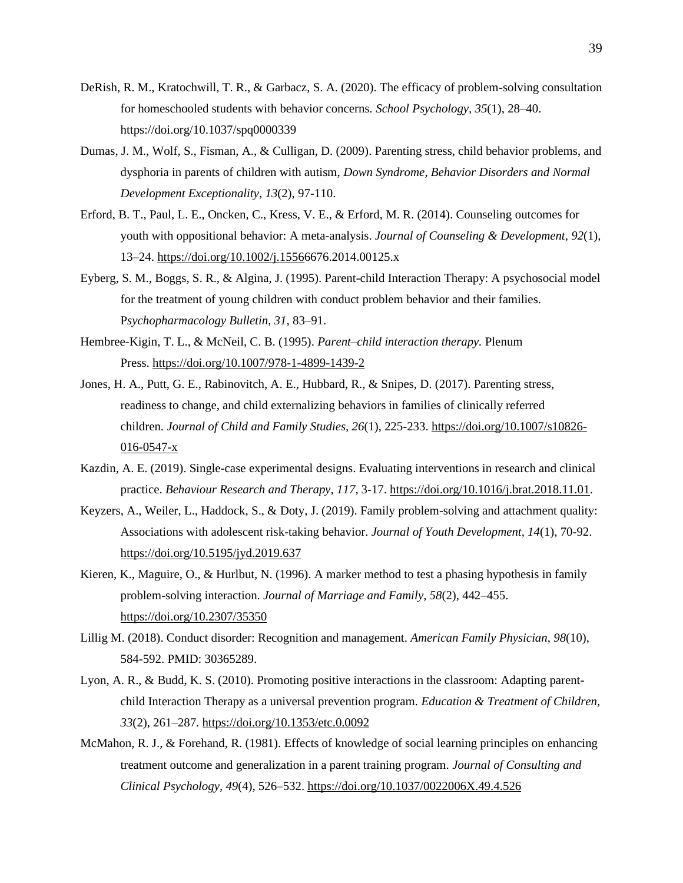DeRish, R. M., Kratochwill, T. R., & Garbacz, S. A. (2020). The efficacy of problem-solving consultation for homeschooled students with behavior concerns. *School Psychology, 35*(1), 28–40. https://doi.org/10.1037/spq0000339

Dumas, J. M., Wolf, S., Fisman, A., & Culligan, D. (2009). Parenting stress, child behavior problems, and dysphoria in parents of children with autism, *Down Syndrome, Behavior Disorders and Normal Development Exceptionality*, *13*(2), 97-110.

Erford, B. T., Paul, L. E., Oncken, C., Kress, V. E., & Erford, M. R. (2014). Counseling outcomes for youth with oppositional behavior: A meta-analysis. *Journal of Counseling & Development*, *92*(1), 13–24. https://doi.org/10.1002/j.15566676.2014.00125.x

Eyberg, S. M., Boggs, S. R., & Algina, J. (1995). Parent-child Interaction Therapy: A psychosocial model for the treatment of young children with conduct problem behavior and their families. P*sychopharmacology Bulletin*, *31*, 83–91.

Hembree-Kigin, T. L., & McNeil, C. B. (1995). *Parent–child interaction therapy.* Plenum Press. https://doi.org/10.1007/978-1-4899-1439-2

Jones, H. A., Putt, G. E., Rabinovitch, A. E., Hubbard, R., & Snipes, D. (2017). Parenting stress, readiness to change, and child externalizing behaviors in families of clinically referred children. *Journal of Child and Family Studies, 26*(1), 225-233. https://doi.org/10.1007/s10826-016-0547-x

Kazdin, A. E. (2019). Single-case experimental designs. Evaluating interventions in research and clinical practice. *Behaviour Research and Therapy*, *117*, 3-17. https://doi.org/10.1016/j.brat.2018.11.01.

Keyzers, A., Weiler, L., Haddock, S., & Doty, J. (2019). Family problem-solving and attachment quality: Associations with adolescent risk-taking behavior. *Journal of Youth Development*, *14*(1), 70-92. https://doi.org/10.5195/jyd.2019.637

Kieren, K., Maguire, O., & Hurlbut, N. (1996). A marker method to test a phasing hypothesis in family problem-solving interaction. *Journal of Marriage and Family, 58*(2), 442–455. https://doi.org/10.2307/35350

Lillig M. (2018). Conduct disorder: Recognition and management. *American Family Physician*, *98*(10), 584-592. PMID: 30365289.

Lyon, A. R., & Budd, K. S. (2010). Promoting positive interactions in the classroom: Adapting parent-child Interaction Therapy as a universal prevention program. *Education & Treatment of Children, 33*(2), 261–287. https://doi.org/10.1353/etc.0.0092

McMahon, R. J., & Forehand, R. (1981). Effects of knowledge of social learning principles on enhancing treatment outcome and generalization in a parent training program. *Journal of Consulting and Clinical Psychology*, *49*(4), 526–532. https://doi.org/10.1037/0022006X.49.4.526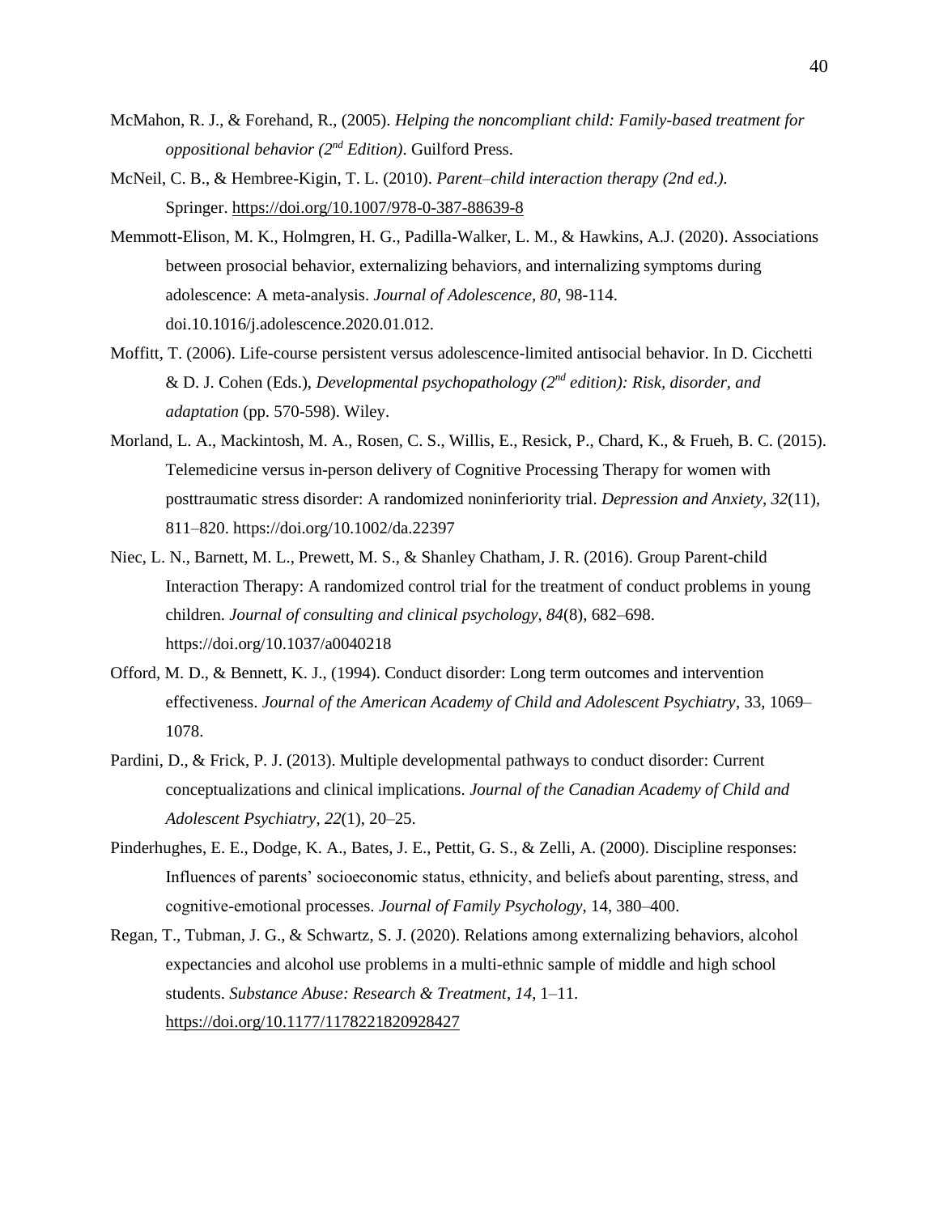McMahon, R. J., & Forehand, R., (2005). *Helping the noncompliant child: Family-based treatment for oppositional behavior (2nd Edition)*. Guilford Press.

McNeil, C. B., & Hembree-Kigin, T. L. (2010). *Parent–child interaction therapy (2nd ed.)*. Springer. https://doi.org/10.1007/978-0-387-88639-8

Memmott-Elison, M. K., Holmgren, H. G., Padilla-Walker, L. M., & Hawkins, A.J. (2020). Associations between prosocial behavior, externalizing behaviors, and internalizing symptoms during adolescence: A meta-analysis. *Journal of Adolescence, 80*, 98-114. doi.10.1016/j.adolescence.2020.01.012.

Moffitt, T. (2006). Life-course persistent versus adolescence-limited antisocial behavior. In D. Cicchetti & D. J. Cohen (Eds.), *Developmental psychopathology (2nd edition): Risk, disorder, and adaptation* (pp. 570-598). Wiley.

Morland, L. A., Mackintosh, M. A., Rosen, C. S., Willis, E., Resick, P., Chard, K., & Frueh, B. C. (2015). Telemedicine versus in-person delivery of Cognitive Processing Therapy for women with posttraumatic stress disorder: A randomized noninferiority trial. *Depression and Anxiety*, *32*(11), 811–820. https://doi.org/10.1002/da.22397

Niec, L. N., Barnett, M. L., Prewett, M. S., & Shanley Chatham, J. R. (2016). Group Parent-child Interaction Therapy: A randomized control trial for the treatment of conduct problems in young children. *Journal of consulting and clinical psychology*, *84*(8), 682–698. https://doi.org/10.1037/a0040218

Offord, M. D., & Bennett, K. J., (1994). Conduct disorder: Long term outcomes and intervention effectiveness. *Journal of the American Academy of Child and Adolescent Psychiatry*, 33, 1069–1078.

Pardini, D., & Frick, P. J. (2013). Multiple developmental pathways to conduct disorder: Current conceptualizations and clinical implications. *Journal of the Canadian Academy of Child and Adolescent Psychiatry*, *22*(1), 20–25.

Pinderhughes, E. E., Dodge, K. A., Bates, J. E., Pettit, G. S., & Zelli, A. (2000). Discipline responses: Influences of parents' socioeconomic status, ethnicity, and beliefs about parenting, stress, and cognitive-emotional processes. *Journal of Family Psychology*, 14, 380–400.

Regan, T., Tubman, J. G., & Schwartz, S. J. (2020). Relations among externalizing behaviors, alcohol expectancies and alcohol use problems in a multi-ethnic sample of middle and high school students. *Substance Abuse: Research & Treatment*, *14*, 1–11. https://doi.org/10.1177/1178221820928427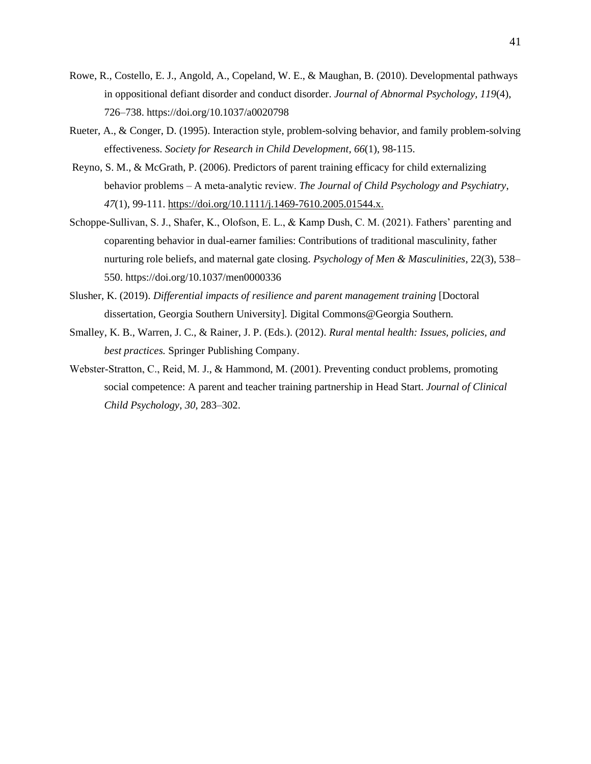Rowe, R., Costello, E. J., Angold, A., Copeland, W. E., & Maughan, B. (2010). Developmental pathways in oppositional defiant disorder and conduct disorder. *Journal of Abnormal Psychology*, *119*(4), 726–738. https://doi.org/10.1037/a0020798

Rueter, A., & Conger, D. (1995). Interaction style, problem-solving behavior, and family problem-solving effectiveness. *Society for Research in Child Development, 66*(1), 98-115.

Reyno, S. M., & McGrath, P. (2006). Predictors of parent training efficacy for child externalizing behavior problems – A meta-analytic review. *The Journal of Child Psychology and Psychiatry*, *47*(1), 99-111. https://doi.org/10.1111/j.1469-7610.2005.01544.x.

Schoppe-Sullivan, S. J., Shafer, K., Olofson, E. L., & Kamp Dush, C. M. (2021). Fathers' parenting and coparenting behavior in dual-earner families: Contributions of traditional masculinity, father nurturing role beliefs, and maternal gate closing. *Psychology of Men & Masculinities*, 22(3), 538–550. https://doi.org/10.1037/men0000336

Slusher, K. (2019). *Differential impacts of resilience and parent management training* [Doctoral dissertation, Georgia Southern University]. Digital Commons@Georgia Southern.

Smalley, K. B., Warren, J. C., & Rainer, J. P. (Eds.). (2012). *Rural mental health: Issues, policies, and best practices.* Springer Publishing Company.

Webster-Stratton, C., Reid, M. J., & Hammond, M. (2001). Preventing conduct problems, promoting social competence: A parent and teacher training partnership in Head Start. *Journal of Clinical Child Psychology*, *30*, 283–302.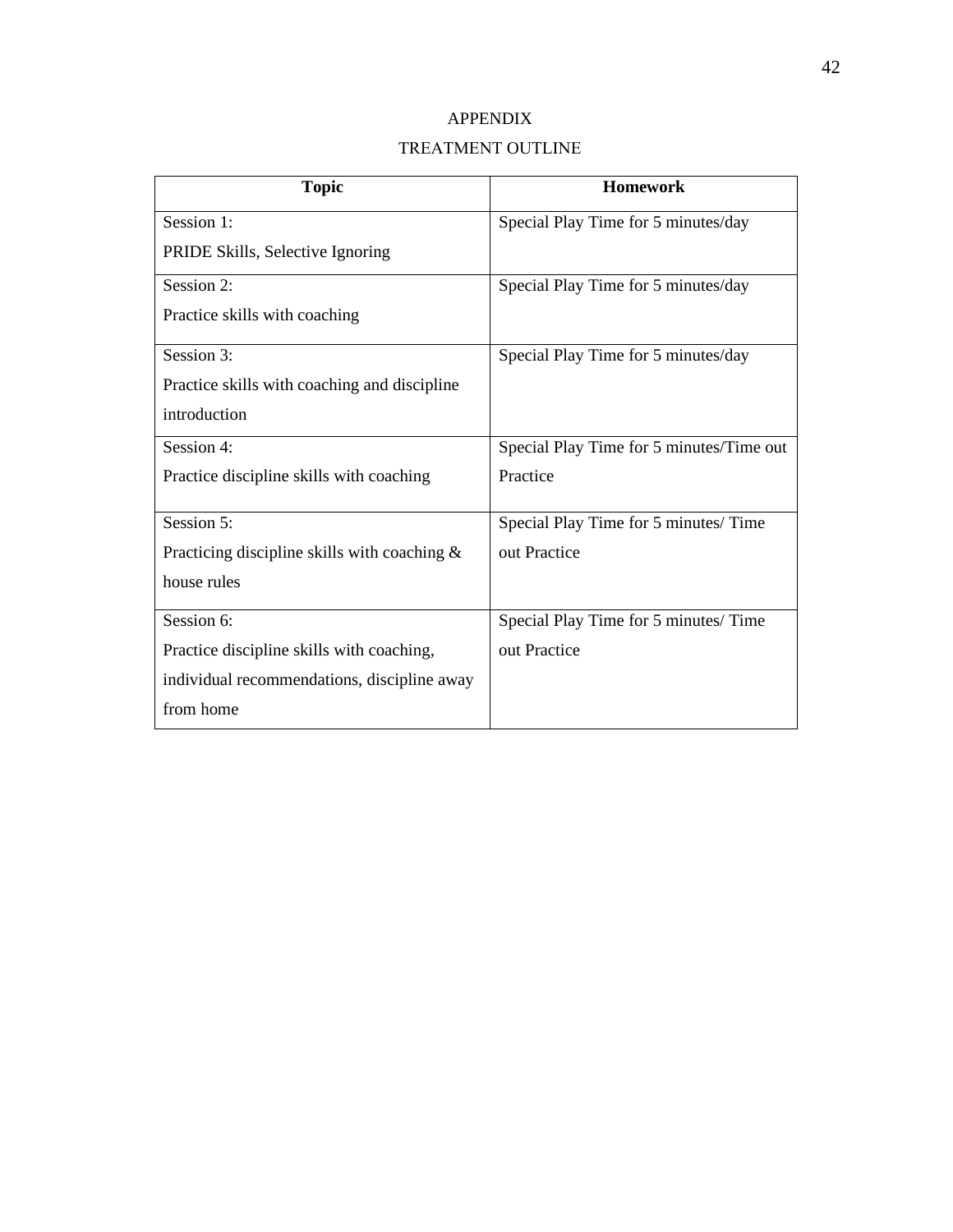# APPENDIX

## TREATMENT OUTLINE

| Topic | Homework |
|---|---|
| Session 1: PRIDE Skills, Selective Ignoring | Special Play Time for 5 minutes/day |
| Session 2: Practice skills with coaching | Special Play Time for 5 minutes/day |
| Session 3: Practice skills with coaching and discipline introduction | Special Play Time for 5 minutes/day |
| Session 4: Practice discipline skills with coaching | Special Play Time for 5 minutes/Time out Practice |
| Session 5: Practicing discipline skills with coaching & house rules | Special Play Time for 5 minutes/ Time out Practice |
| Session 6: Practice discipline skills with coaching, individual recommendations, discipline away from home | Special Play Time for 5 minutes/ Time out Practice |